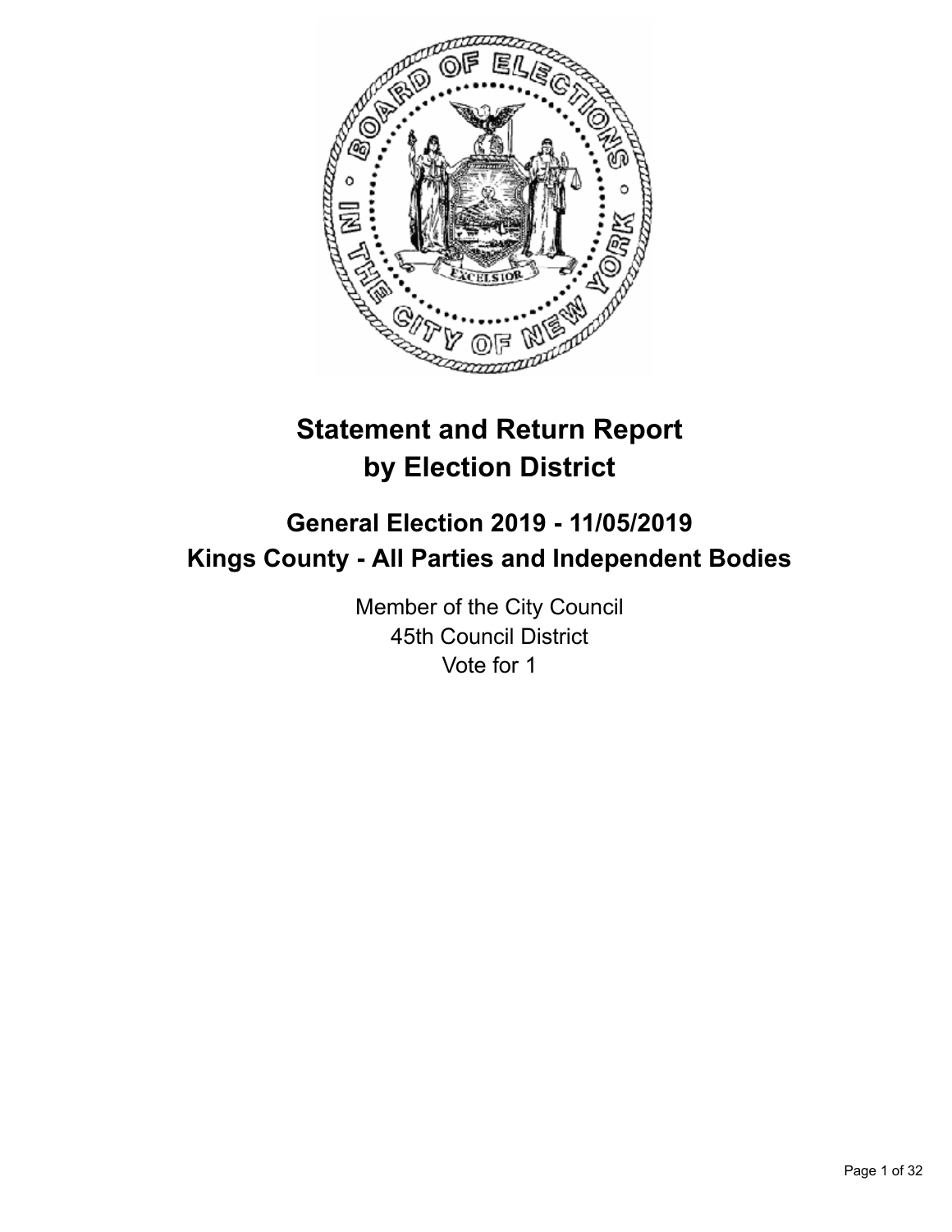# Statement and Return Report by Election District

## General Election 2019 - 11/05/2019
## Kings County - All Parties and Independent Bodies

Member of the City Council
45th Council District
Vote for 1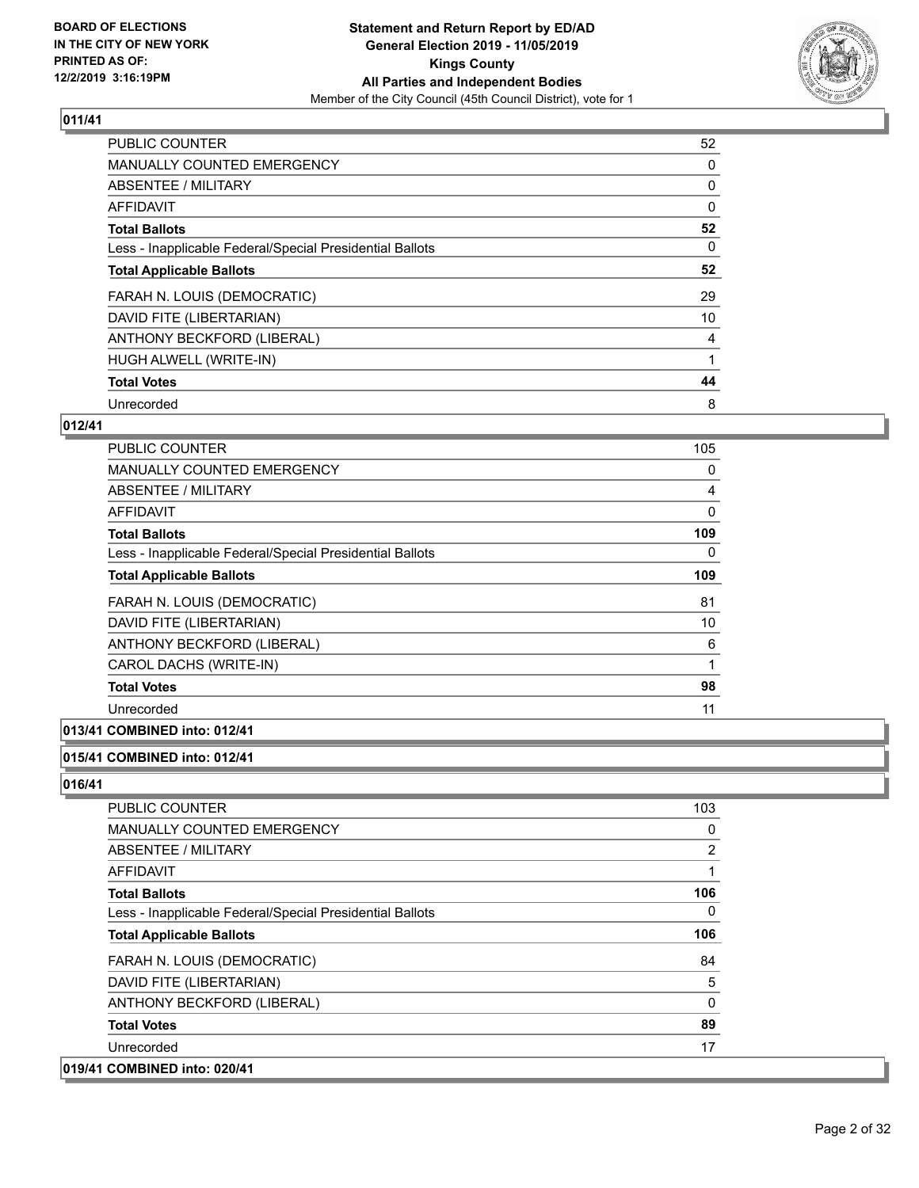**BOARD OF ELECTIONS IN THE CITY OF NEW YORK PRINTED AS OF: 12/2/2019 3:16:19PM**

**Statement and Return Report by ED/AD General Election 2019 - 11/05/2019 Kings County All Parties and Independent Bodies**

Member of the City Council (45th Council District), vote for 1

## 011/41

| | |
|---|---|
| PUBLIC COUNTER | 52 |
| MANUALLY COUNTED EMERGENCY | 0 |
| ABSENTEE / MILITARY | 0 |
| AFFIDAVIT | 0 |
| **Total Ballots** | **52** |
| Less - Inapplicable Federal/Special Presidential Ballots | 0 |
| **Total Applicable Ballots** | **52** |
| FARAH N. LOUIS (DEMOCRATIC) | 29 |
| DAVID FITE (LIBERTARIAN) | 10 |
| ANTHONY BECKFORD (LIBERAL) | 4 |
| HUGH ALWELL (WRITE-IN) | 1 |
| **Total Votes** | **44** |
| Unrecorded | 8 |

## 012/41

| | |
|---|---|
| PUBLIC COUNTER | 105 |
| MANUALLY COUNTED EMERGENCY | 0 |
| ABSENTEE / MILITARY | 4 |
| AFFIDAVIT | 0 |
| **Total Ballots** | **109** |
| Less - Inapplicable Federal/Special Presidential Ballots | 0 |
| **Total Applicable Ballots** | **109** |
| FARAH N. LOUIS (DEMOCRATIC) | 81 |
| DAVID FITE (LIBERTARIAN) | 10 |
| ANTHONY BECKFORD (LIBERAL) | 6 |
| CAROL DACHS (WRITE-IN) | 1 |
| **Total Votes** | **98** |
| Unrecorded | 11 |

## 013/41 COMBINED into: 012/41

## 015/41 COMBINED into: 012/41

## 016/41

| | |
|---|---|
| PUBLIC COUNTER | 103 |
| MANUALLY COUNTED EMERGENCY | 0 |
| ABSENTEE / MILITARY | 2 |
| AFFIDAVIT | 1 |
| **Total Ballots** | **106** |
| Less - Inapplicable Federal/Special Presidential Ballots | 0 |
| **Total Applicable Ballots** | **106** |
| FARAH N. LOUIS (DEMOCRATIC) | 84 |
| DAVID FITE (LIBERTARIAN) | 5 |
| ANTHONY BECKFORD (LIBERAL) | 0 |
| **Total Votes** | **89** |
| Unrecorded | 17 |

## 019/41 COMBINED into: 020/41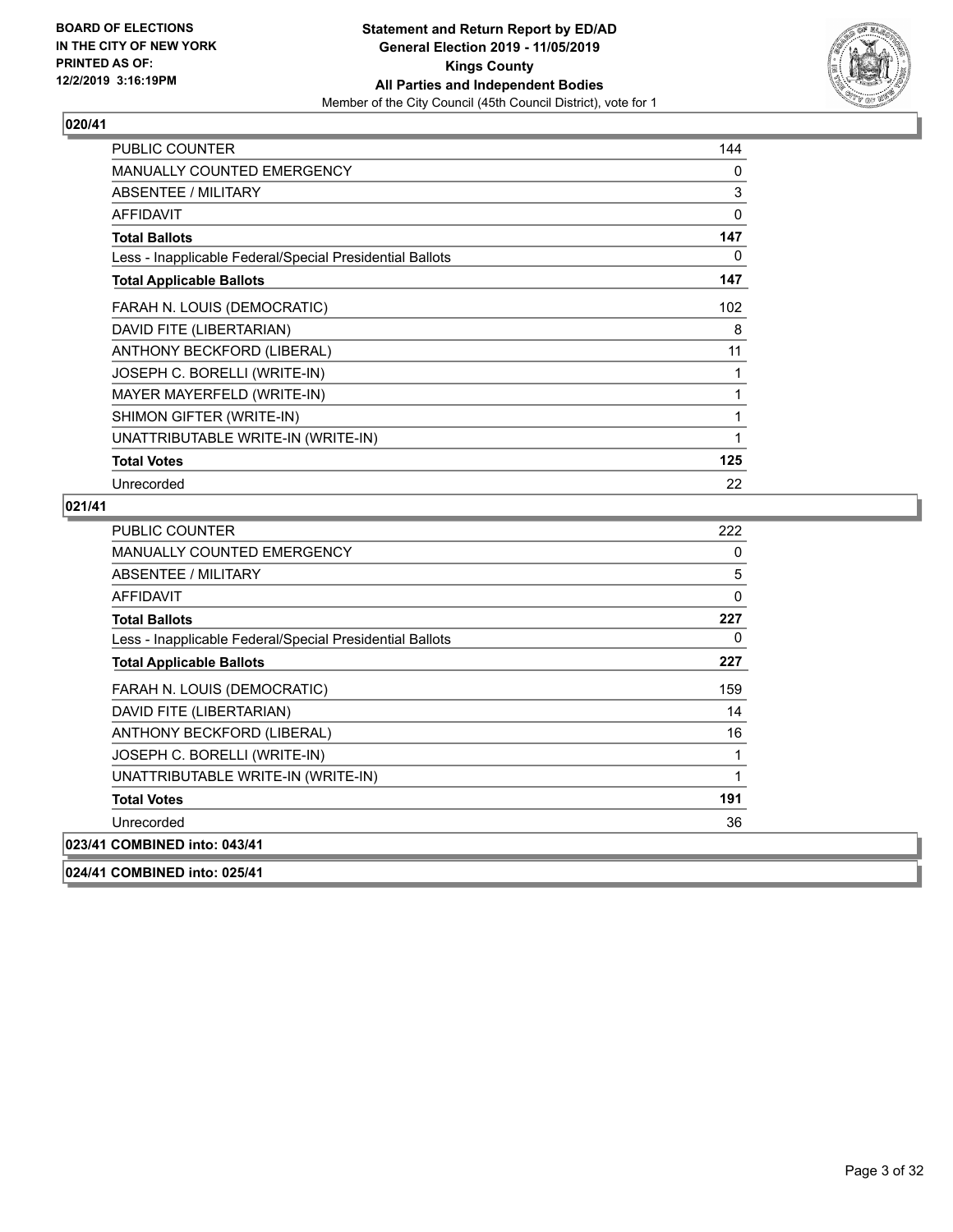**BOARD OF ELECTIONS IN THE CITY OF NEW YORK PRINTED AS OF: 12/2/2019 3:16:19PM**

**Statement and Return Report by ED/AD General Election 2019 - 11/05/2019 Kings County All Parties and Independent Bodies**

Member of the City Council (45th Council District), vote for 1

## 020/41

| | |
|---|---|
| PUBLIC COUNTER | 144 |
| MANUALLY COUNTED EMERGENCY | 0 |
| ABSENTEE / MILITARY | 3 |
| AFFIDAVIT | 0 |
| **Total Ballots** | **147** |
| Less - Inapplicable Federal/Special Presidential Ballots | 0 |
| **Total Applicable Ballots** | **147** |
| FARAH N. LOUIS (DEMOCRATIC) | 102 |
| DAVID FITE (LIBERTARIAN) | 8 |
| ANTHONY BECKFORD (LIBERAL) | 11 |
| JOSEPH C. BORELLI (WRITE-IN) | 1 |
| MAYER MAYERFELD (WRITE-IN) | 1 |
| SHIMON GIFTER (WRITE-IN) | 1 |
| UNATTRIBUTABLE WRITE-IN (WRITE-IN) | 1 |
| **Total Votes** | **125** |
| Unrecorded | 22 |

## 021/41

| | |
|---|---|
| PUBLIC COUNTER | 222 |
| MANUALLY COUNTED EMERGENCY | 0 |
| ABSENTEE / MILITARY | 5 |
| AFFIDAVIT | 0 |
| **Total Ballots** | **227** |
| Less - Inapplicable Federal/Special Presidential Ballots | 0 |
| **Total Applicable Ballots** | **227** |
| FARAH N. LOUIS (DEMOCRATIC) | 159 |
| DAVID FITE (LIBERTARIAN) | 14 |
| ANTHONY BECKFORD (LIBERAL) | 16 |
| JOSEPH C. BORELLI (WRITE-IN) | 1 |
| UNATTRIBUTABLE WRITE-IN (WRITE-IN) | 1 |
| **Total Votes** | **191** |
| Unrecorded | 36 |

## 023/41 COMBINED into: 043/41

## 024/41 COMBINED into: 025/41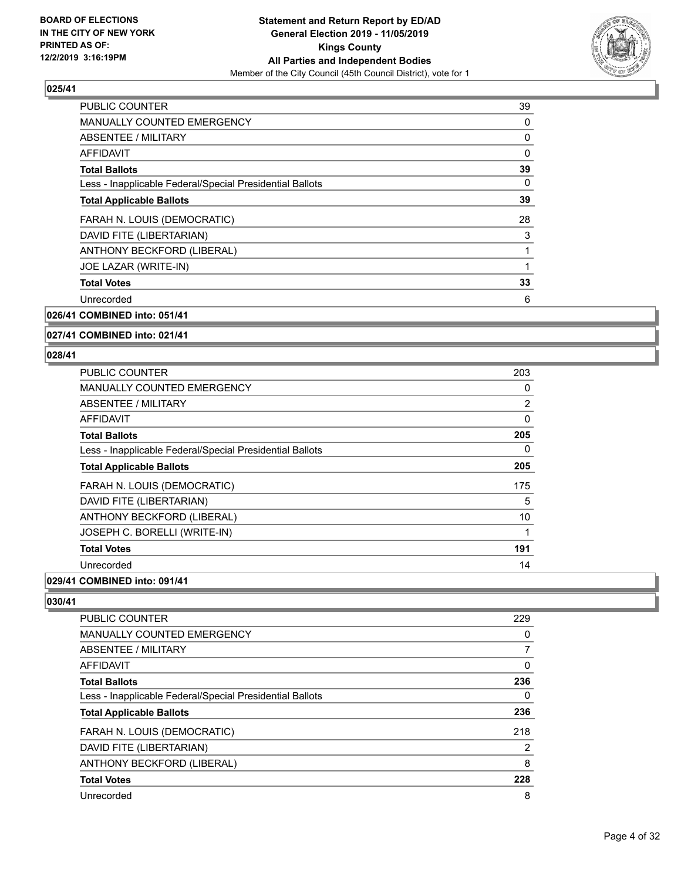## 025/41

| | |
|---|---|
| PUBLIC COUNTER | 39 |
| MANUALLY COUNTED EMERGENCY | 0 |
| ABSENTEE / MILITARY | 0 |
| AFFIDAVIT | 0 |
| **Total Ballots** | **39** |
| Less - Inapplicable Federal/Special Presidential Ballots | 0 |
| **Total Applicable Ballots** | **39** |
| FARAH N. LOUIS (DEMOCRATIC) | 28 |
| DAVID FITE (LIBERTARIAN) | 3 |
| ANTHONY BECKFORD (LIBERAL) | 1 |
| JOE LAZAR (WRITE-IN) | 1 |
| **Total Votes** | **33** |
| Unrecorded | 6 |

## 026/41 COMBINED into: 051/41

## 027/41 COMBINED into: 021/41

## 028/41

| | |
|---|---|
| PUBLIC COUNTER | 203 |
| MANUALLY COUNTED EMERGENCY | 0 |
| ABSENTEE / MILITARY | 2 |
| AFFIDAVIT | 0 |
| **Total Ballots** | **205** |
| Less - Inapplicable Federal/Special Presidential Ballots | 0 |
| **Total Applicable Ballots** | **205** |
| FARAH N. LOUIS (DEMOCRATIC) | 175 |
| DAVID FITE (LIBERTARIAN) | 5 |
| ANTHONY BECKFORD (LIBERAL) | 10 |
| JOSEPH C. BORELLI (WRITE-IN) | 1 |
| **Total Votes** | **191** |
| Unrecorded | 14 |

## 029/41 COMBINED into: 091/41

## 030/41

| | |
|---|---|
| PUBLIC COUNTER | 229 |
| MANUALLY COUNTED EMERGENCY | 0 |
| ABSENTEE / MILITARY | 7 |
| AFFIDAVIT | 0 |
| **Total Ballots** | **236** |
| Less - Inapplicable Federal/Special Presidential Ballots | 0 |
| **Total Applicable Ballots** | **236** |
| FARAH N. LOUIS (DEMOCRATIC) | 218 |
| DAVID FITE (LIBERTARIAN) | 2 |
| ANTHONY BECKFORD (LIBERAL) | 8 |
| **Total Votes** | **228** |
| Unrecorded | 8 |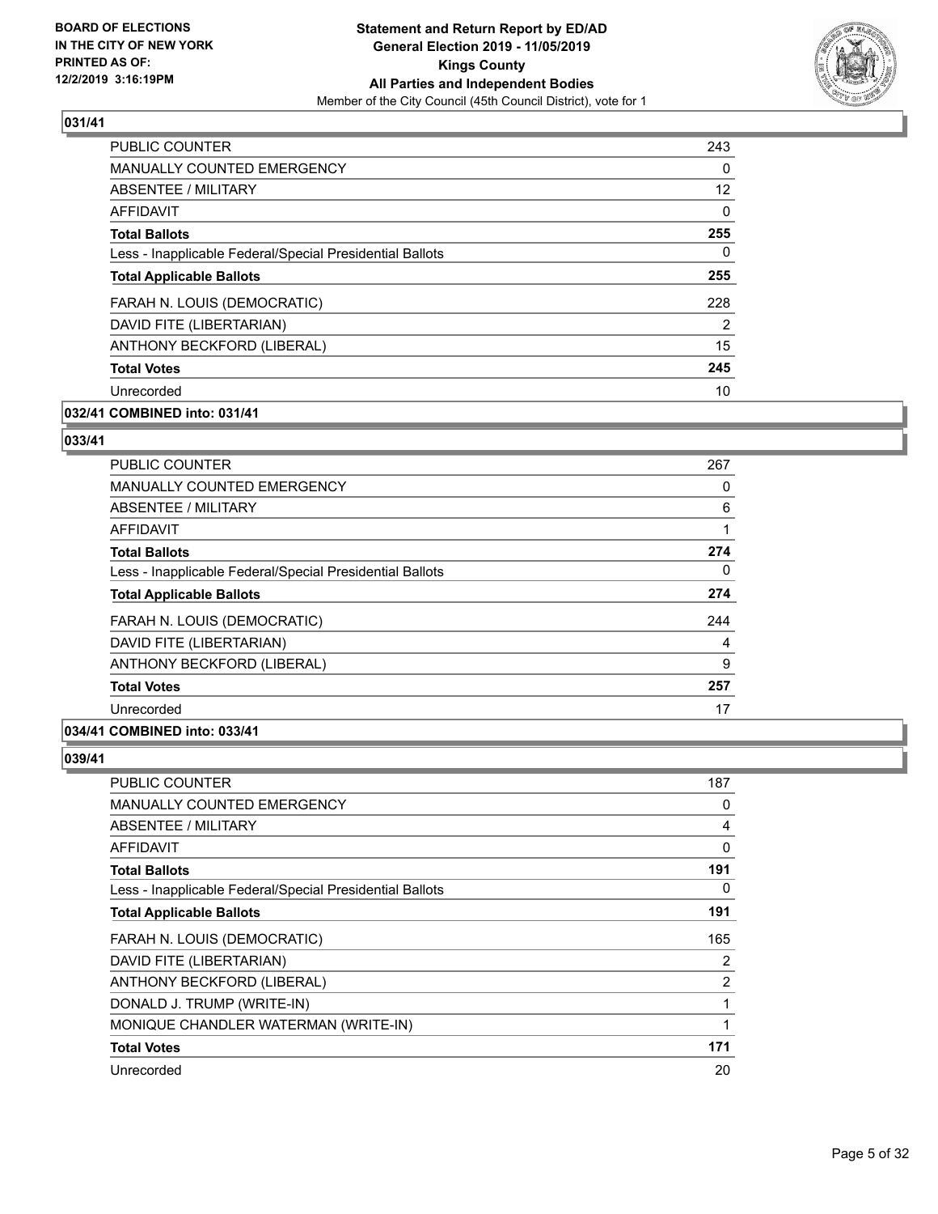## 031/41

| | |
|---|---|
| PUBLIC COUNTER | 243 |
| MANUALLY COUNTED EMERGENCY | 0 |
| ABSENTEE / MILITARY | 12 |
| AFFIDAVIT | 0 |
| **Total Ballots** | **255** |
| Less - Inapplicable Federal/Special Presidential Ballots | 0 |
| **Total Applicable Ballots** | **255** |
| FARAH N. LOUIS (DEMOCRATIC) | 228 |
| DAVID FITE (LIBERTARIAN) | 2 |
| ANTHONY BECKFORD (LIBERAL) | 15 |
| **Total Votes** | **245** |
| Unrecorded | 10 |

## 032/41 COMBINED into: 031/41

## 033/41

| | |
|---|---|
| PUBLIC COUNTER | 267 |
| MANUALLY COUNTED EMERGENCY | 0 |
| ABSENTEE / MILITARY | 6 |
| AFFIDAVIT | 1 |
| **Total Ballots** | **274** |
| Less - Inapplicable Federal/Special Presidential Ballots | 0 |
| **Total Applicable Ballots** | **274** |
| FARAH N. LOUIS (DEMOCRATIC) | 244 |
| DAVID FITE (LIBERTARIAN) | 4 |
| ANTHONY BECKFORD (LIBERAL) | 9 |
| **Total Votes** | **257** |
| Unrecorded | 17 |

## 034/41 COMBINED into: 033/41

## 039/41

| | |
|---|---|
| PUBLIC COUNTER | 187 |
| MANUALLY COUNTED EMERGENCY | 0 |
| ABSENTEE / MILITARY | 4 |
| AFFIDAVIT | 0 |
| **Total Ballots** | **191** |
| Less - Inapplicable Federal/Special Presidential Ballots | 0 |
| **Total Applicable Ballots** | **191** |
| FARAH N. LOUIS (DEMOCRATIC) | 165 |
| DAVID FITE (LIBERTARIAN) | 2 |
| ANTHONY BECKFORD (LIBERAL) | 2 |
| DONALD J. TRUMP (WRITE-IN) | 1 |
| MONIQUE CHANDLER WATERMAN (WRITE-IN) | 1 |
| **Total Votes** | **171** |
| Unrecorded | 20 |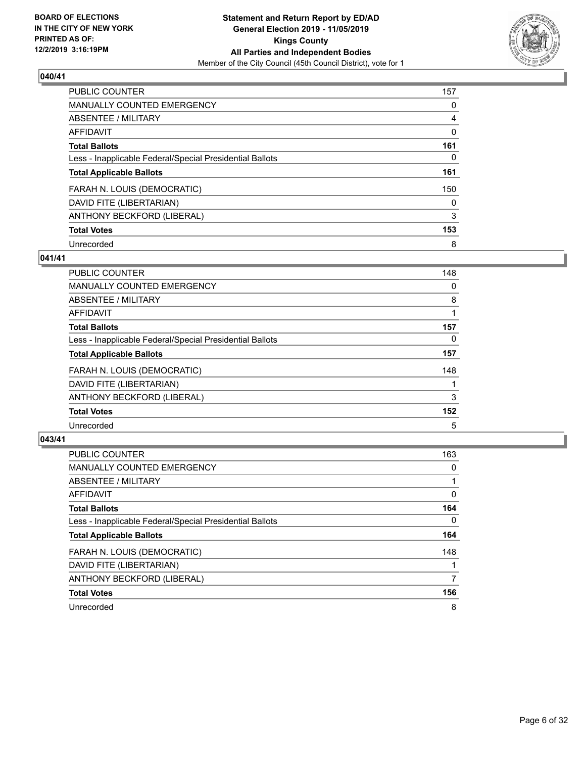**BOARD OF ELECTIONS IN THE CITY OF NEW YORK PRINTED AS OF: 12/2/2019 3:16:19PM**

**Statement and Return Report by ED/AD General Election 2019 - 11/05/2019 Kings County All Parties and Independent Bodies**
Member of the City Council (45th Council District), vote for 1

## 040/41

| | |
|---|---|
| PUBLIC COUNTER | 157 |
| MANUALLY COUNTED EMERGENCY | 0 |
| ABSENTEE / MILITARY | 4 |
| AFFIDAVIT | 0 |
| **Total Ballots** | **161** |
| Less - Inapplicable Federal/Special Presidential Ballots | 0 |
| **Total Applicable Ballots** | **161** |
| FARAH N. LOUIS (DEMOCRATIC) | 150 |
| DAVID FITE (LIBERTARIAN) | 0 |
| ANTHONY BECKFORD (LIBERAL) | 3 |
| **Total Votes** | **153** |
| Unrecorded | 8 |

## 041/41

| | |
|---|---|
| PUBLIC COUNTER | 148 |
| MANUALLY COUNTED EMERGENCY | 0 |
| ABSENTEE / MILITARY | 8 |
| AFFIDAVIT | 1 |
| **Total Ballots** | **157** |
| Less - Inapplicable Federal/Special Presidential Ballots | 0 |
| **Total Applicable Ballots** | **157** |
| FARAH N. LOUIS (DEMOCRATIC) | 148 |
| DAVID FITE (LIBERTARIAN) | 1 |
| ANTHONY BECKFORD (LIBERAL) | 3 |
| **Total Votes** | **152** |
| Unrecorded | 5 |

## 043/41

| | |
|---|---|
| PUBLIC COUNTER | 163 |
| MANUALLY COUNTED EMERGENCY | 0 |
| ABSENTEE / MILITARY | 1 |
| AFFIDAVIT | 0 |
| **Total Ballots** | **164** |
| Less - Inapplicable Federal/Special Presidential Ballots | 0 |
| **Total Applicable Ballots** | **164** |
| FARAH N. LOUIS (DEMOCRATIC) | 148 |
| DAVID FITE (LIBERTARIAN) | 1 |
| ANTHONY BECKFORD (LIBERAL) | 7 |
| **Total Votes** | **156** |
| Unrecorded | 8 |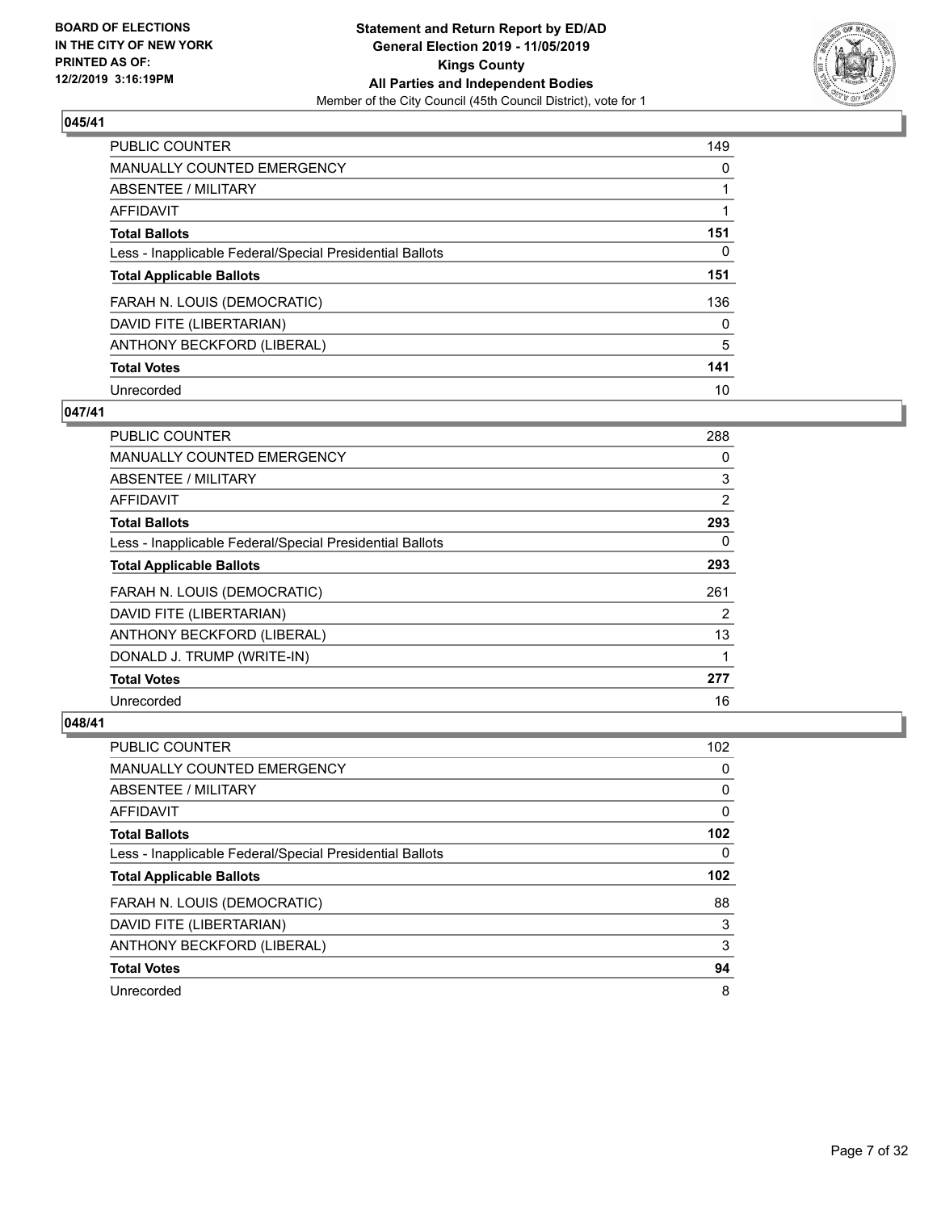**BOARD OF ELECTIONS IN THE CITY OF NEW YORK PRINTED AS OF: 12/2/2019 3:16:19PM**

**Statement and Return Report by ED/AD General Election 2019 - 11/05/2019 Kings County All Parties and Independent Bodies**

Member of the City Council (45th Council District), vote for 1

### 045/41

| | |
|---|---|
| PUBLIC COUNTER | 149 |
| MANUALLY COUNTED EMERGENCY | 0 |
| ABSENTEE / MILITARY | 1 |
| AFFIDAVIT | 1 |
| **Total Ballots** | **151** |
| Less - Inapplicable Federal/Special Presidential Ballots | 0 |
| **Total Applicable Ballots** | **151** |
| FARAH N. LOUIS (DEMOCRATIC) | 136 |
| DAVID FITE (LIBERTARIAN) | 0 |
| ANTHONY BECKFORD (LIBERAL) | 5 |
| **Total Votes** | **141** |
| Unrecorded | 10 |

### 047/41

| | |
|---|---|
| PUBLIC COUNTER | 288 |
| MANUALLY COUNTED EMERGENCY | 0 |
| ABSENTEE / MILITARY | 3 |
| AFFIDAVIT | 2 |
| **Total Ballots** | **293** |
| Less - Inapplicable Federal/Special Presidential Ballots | 0 |
| **Total Applicable Ballots** | **293** |
| FARAH N. LOUIS (DEMOCRATIC) | 261 |
| DAVID FITE (LIBERTARIAN) | 2 |
| ANTHONY BECKFORD (LIBERAL) | 13 |
| DONALD J. TRUMP (WRITE-IN) | 1 |
| **Total Votes** | **277** |
| Unrecorded | 16 |

### 048/41

| | |
|---|---|
| PUBLIC COUNTER | 102 |
| MANUALLY COUNTED EMERGENCY | 0 |
| ABSENTEE / MILITARY | 0 |
| AFFIDAVIT | 0 |
| **Total Ballots** | **102** |
| Less - Inapplicable Federal/Special Presidential Ballots | 0 |
| **Total Applicable Ballots** | **102** |
| FARAH N. LOUIS (DEMOCRATIC) | 88 |
| DAVID FITE (LIBERTARIAN) | 3 |
| ANTHONY BECKFORD (LIBERAL) | 3 |
| **Total Votes** | **94** |
| Unrecorded | 8 |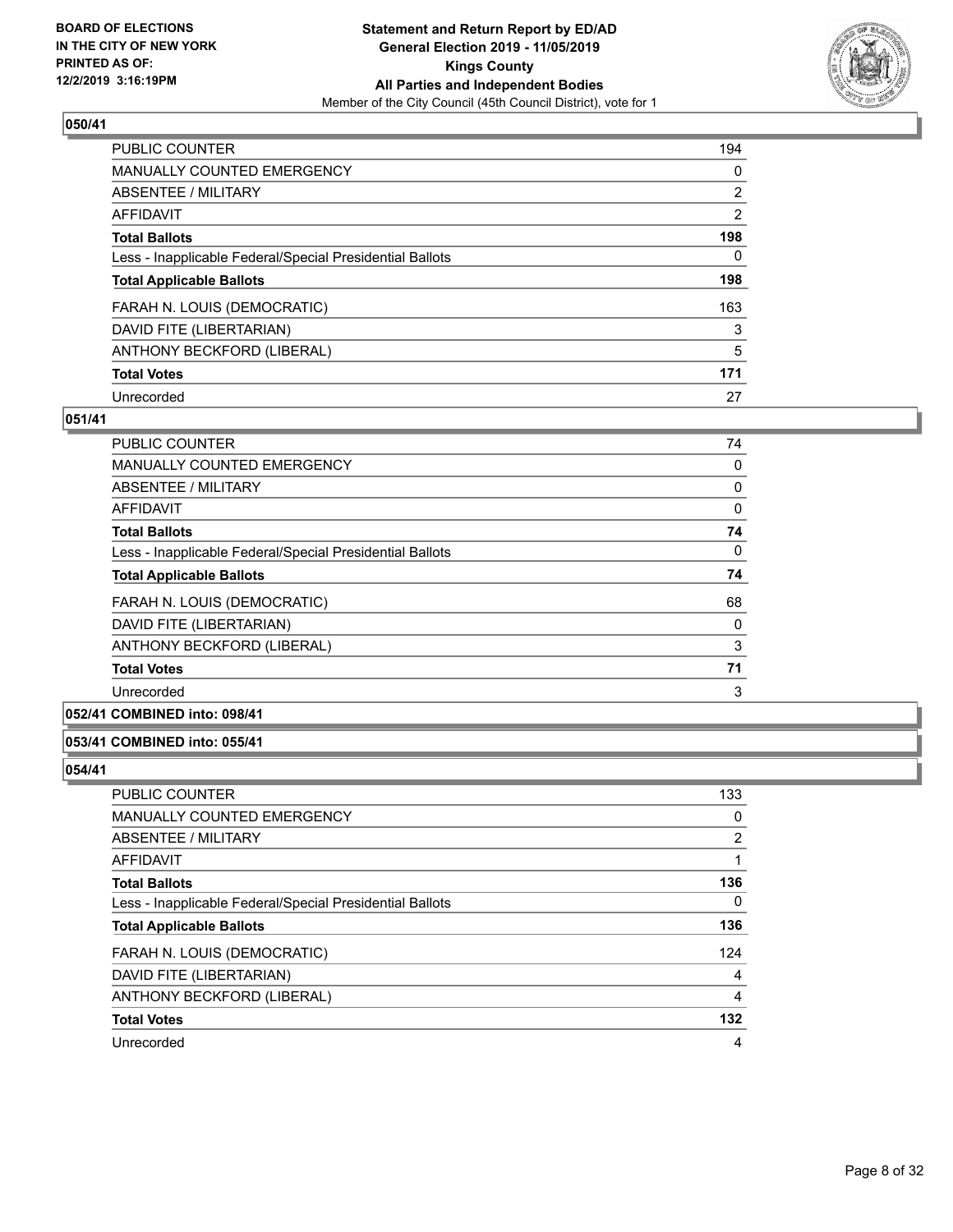BOARD OF ELECTIONS
IN THE CITY OF NEW YORK
PRINTED AS OF:
12/2/2019 3:16:19PM

**Statement and Return Report by ED/AD**
**General Election 2019 - 11/05/2019**
**Kings County**
**All Parties and Independent Bodies**
Member of the City Council (45th Council District), vote for 1

### 050/41

| | |
|---|---|
| PUBLIC COUNTER | 194 |
| MANUALLY COUNTED EMERGENCY | 0 |
| ABSENTEE / MILITARY | 2 |
| AFFIDAVIT | 2 |
| **Total Ballots** | **198** |
| Less - Inapplicable Federal/Special Presidential Ballots | 0 |
| **Total Applicable Ballots** | **198** |
| FARAH N. LOUIS (DEMOCRATIC) | 163 |
| DAVID FITE (LIBERTARIAN) | 3 |
| ANTHONY BECKFORD (LIBERAL) | 5 |
| **Total Votes** | **171** |
| Unrecorded | 27 |

### 051/41

| | |
|---|---|
| PUBLIC COUNTER | 74 |
| MANUALLY COUNTED EMERGENCY | 0 |
| ABSENTEE / MILITARY | 0 |
| AFFIDAVIT | 0 |
| **Total Ballots** | **74** |
| Less - Inapplicable Federal/Special Presidential Ballots | 0 |
| **Total Applicable Ballots** | **74** |
| FARAH N. LOUIS (DEMOCRATIC) | 68 |
| DAVID FITE (LIBERTARIAN) | 0 |
| ANTHONY BECKFORD (LIBERAL) | 3 |
| **Total Votes** | **71** |
| Unrecorded | 3 |

### 052/41 COMBINED into: 098/41

### 053/41 COMBINED into: 055/41

### 054/41

| | |
|---|---|
| PUBLIC COUNTER | 133 |
| MANUALLY COUNTED EMERGENCY | 0 |
| ABSENTEE / MILITARY | 2 |
| AFFIDAVIT | 1 |
| **Total Ballots** | **136** |
| Less - Inapplicable Federal/Special Presidential Ballots | 0 |
| **Total Applicable Ballots** | **136** |
| FARAH N. LOUIS (DEMOCRATIC) | 124 |
| DAVID FITE (LIBERTARIAN) | 4 |
| ANTHONY BECKFORD (LIBERAL) | 4 |
| **Total Votes** | **132** |
| Unrecorded | 4 |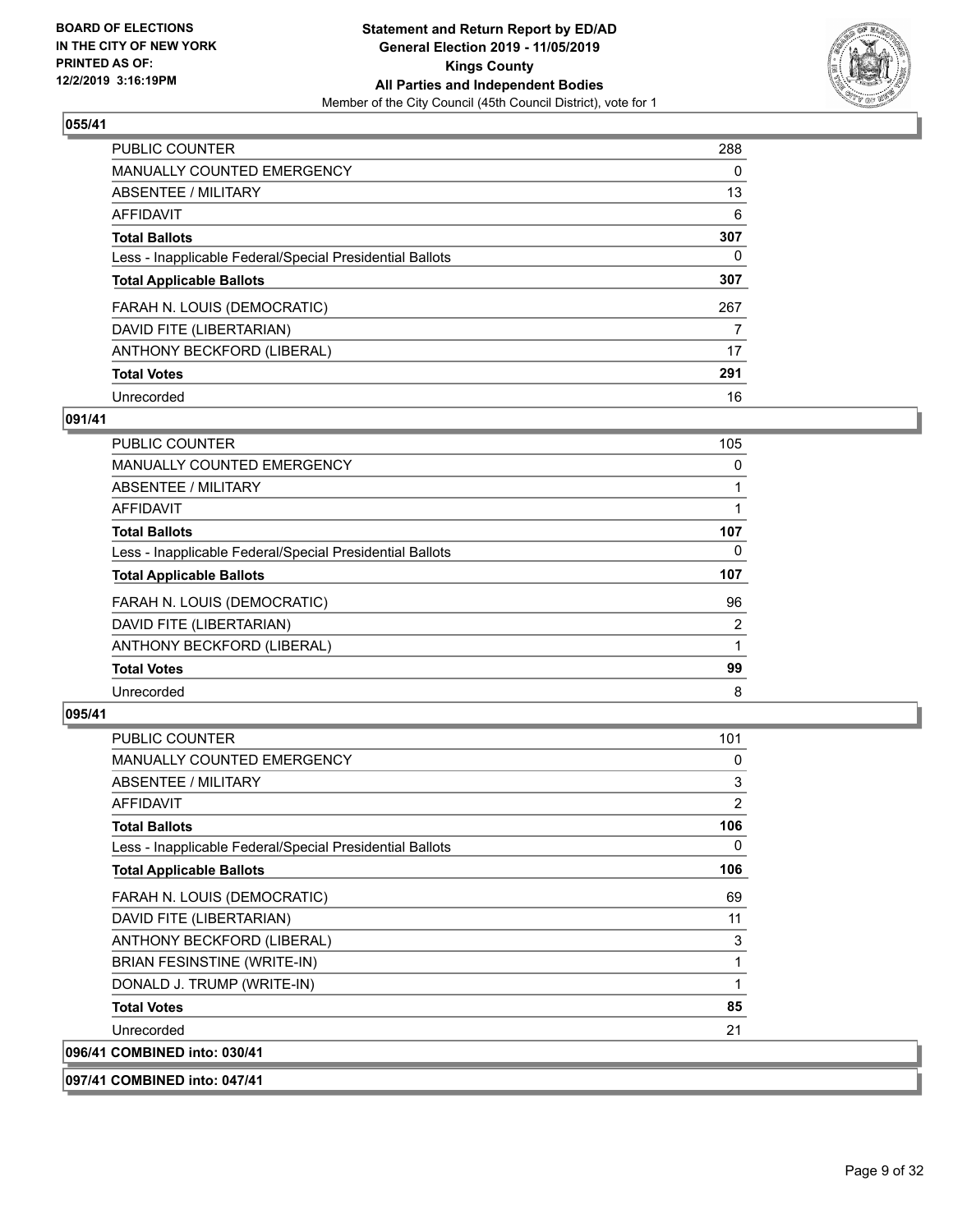## 055/41

| | |
|---|---|
| PUBLIC COUNTER | 288 |
| MANUALLY COUNTED EMERGENCY | 0 |
| ABSENTEE / MILITARY | 13 |
| AFFIDAVIT | 6 |
| **Total Ballots** | **307** |
| Less - Inapplicable Federal/Special Presidential Ballots | 0 |
| **Total Applicable Ballots** | **307** |
| FARAH N. LOUIS (DEMOCRATIC) | 267 |
| DAVID FITE (LIBERTARIAN) | 7 |
| ANTHONY BECKFORD (LIBERAL) | 17 |
| **Total Votes** | **291** |
| Unrecorded | 16 |

## 091/41

| | |
|---|---|
| PUBLIC COUNTER | 105 |
| MANUALLY COUNTED EMERGENCY | 0 |
| ABSENTEE / MILITARY | 1 |
| AFFIDAVIT | 1 |
| **Total Ballots** | **107** |
| Less - Inapplicable Federal/Special Presidential Ballots | 0 |
| **Total Applicable Ballots** | **107** |
| FARAH N. LOUIS (DEMOCRATIC) | 96 |
| DAVID FITE (LIBERTARIAN) | 2 |
| ANTHONY BECKFORD (LIBERAL) | 1 |
| **Total Votes** | **99** |
| Unrecorded | 8 |

## 095/41

| | |
|---|---|
| PUBLIC COUNTER | 101 |
| MANUALLY COUNTED EMERGENCY | 0 |
| ABSENTEE / MILITARY | 3 |
| AFFIDAVIT | 2 |
| **Total Ballots** | **106** |
| Less - Inapplicable Federal/Special Presidential Ballots | 0 |
| **Total Applicable Ballots** | **106** |
| FARAH N. LOUIS (DEMOCRATIC) | 69 |
| DAVID FITE (LIBERTARIAN) | 11 |
| ANTHONY BECKFORD (LIBERAL) | 3 |
| BRIAN FESINSTINE (WRITE-IN) | 1 |
| DONALD J. TRUMP (WRITE-IN) | 1 |
| **Total Votes** | **85** |
| Unrecorded | 21 |

## 096/41 COMBINED into: 030/41

## 097/41 COMBINED into: 047/41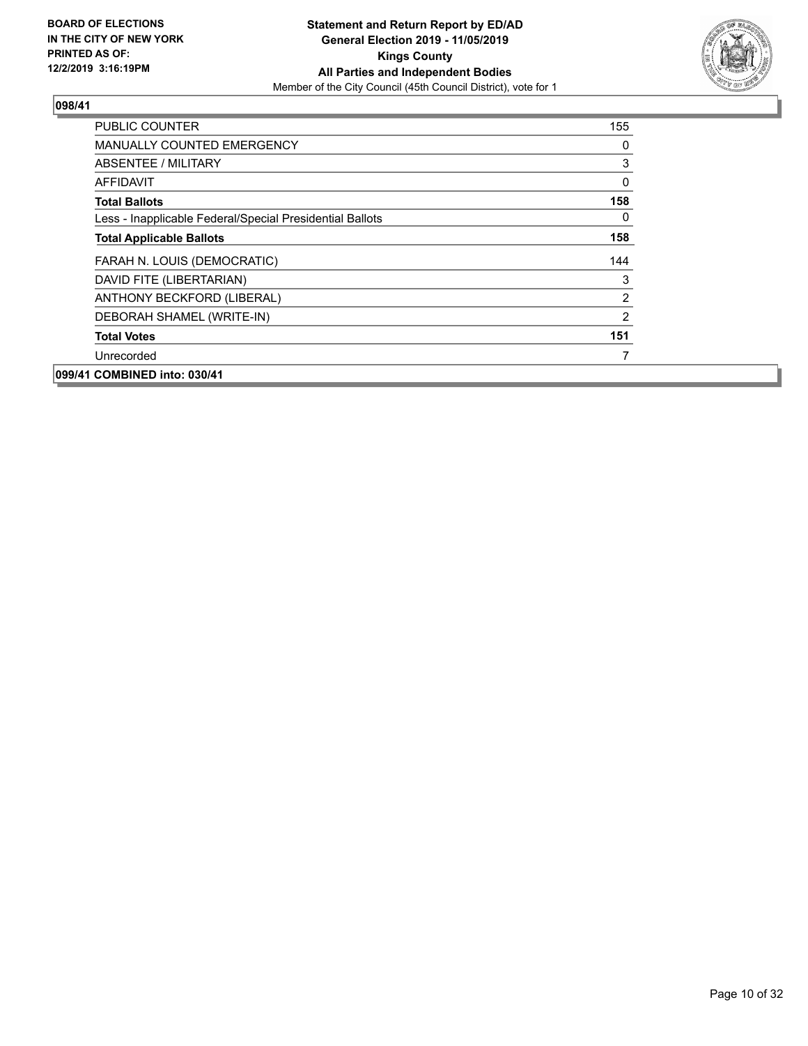**BOARD OF ELECTIONS IN THE CITY OF NEW YORK PRINTED AS OF: 12/2/2019 3:16:19PM**

**Statement and Return Report by ED/AD General Election 2019 - 11/05/2019 Kings County All Parties and Independent Bodies**

Member of the City Council (45th Council District), vote for 1

**098/41**

| | |
|---|---|
| PUBLIC COUNTER | 155 |
| MANUALLY COUNTED EMERGENCY | 0 |
| ABSENTEE / MILITARY | 3 |
| AFFIDAVIT | 0 |
| **Total Ballots** | **158** |
| Less - Inapplicable Federal/Special Presidential Ballots | 0 |
| **Total Applicable Ballots** | **158** |
| FARAH N. LOUIS (DEMOCRATIC) | 144 |
| DAVID FITE (LIBERTARIAN) | 3 |
| ANTHONY BECKFORD (LIBERAL) | 2 |
| DEBORAH SHAMEL (WRITE-IN) | 2 |
| **Total Votes** | **151** |
| Unrecorded | 7 |

**099/41 COMBINED into: 030/41**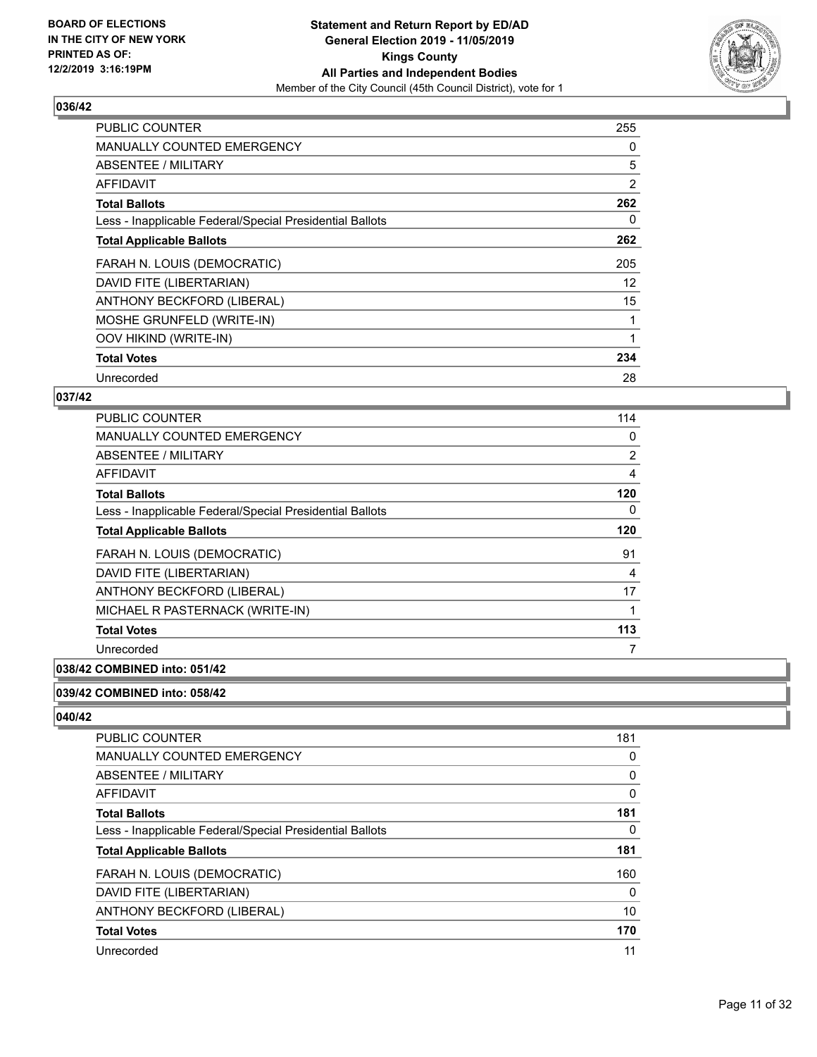### 036/42

| | |
|---|---|
| PUBLIC COUNTER | 255 |
| MANUALLY COUNTED EMERGENCY | 0 |
| ABSENTEE / MILITARY | 5 |
| AFFIDAVIT | 2 |
| **Total Ballots** | **262** |
| Less - Inapplicable Federal/Special Presidential Ballots | 0 |
| **Total Applicable Ballots** | **262** |
| FARAH N. LOUIS (DEMOCRATIC) | 205 |
| DAVID FITE (LIBERTARIAN) | 12 |
| ANTHONY BECKFORD (LIBERAL) | 15 |
| MOSHE GRUNFELD (WRITE-IN) | 1 |
| OOV HIKIND (WRITE-IN) | 1 |
| **Total Votes** | **234** |
| Unrecorded | 28 |

### 037/42

| | |
|---|---|
| PUBLIC COUNTER | 114 |
| MANUALLY COUNTED EMERGENCY | 0 |
| ABSENTEE / MILITARY | 2 |
| AFFIDAVIT | 4 |
| **Total Ballots** | **120** |
| Less - Inapplicable Federal/Special Presidential Ballots | 0 |
| **Total Applicable Ballots** | **120** |
| FARAH N. LOUIS (DEMOCRATIC) | 91 |
| DAVID FITE (LIBERTARIAN) | 4 |
| ANTHONY BECKFORD (LIBERAL) | 17 |
| MICHAEL R PASTERNACK (WRITE-IN) | 1 |
| **Total Votes** | **113** |
| Unrecorded | 7 |

### 038/42 COMBINED into: 051/42

### 039/42 COMBINED into: 058/42

### 040/42

| | |
|---|---|
| PUBLIC COUNTER | 181 |
| MANUALLY COUNTED EMERGENCY | 0 |
| ABSENTEE / MILITARY | 0 |
| AFFIDAVIT | 0 |
| **Total Ballots** | **181** |
| Less - Inapplicable Federal/Special Presidential Ballots | 0 |
| **Total Applicable Ballots** | **181** |
| FARAH N. LOUIS (DEMOCRATIC) | 160 |
| DAVID FITE (LIBERTARIAN) | 0 |
| ANTHONY BECKFORD (LIBERAL) | 10 |
| **Total Votes** | **170** |
| Unrecorded | 11 |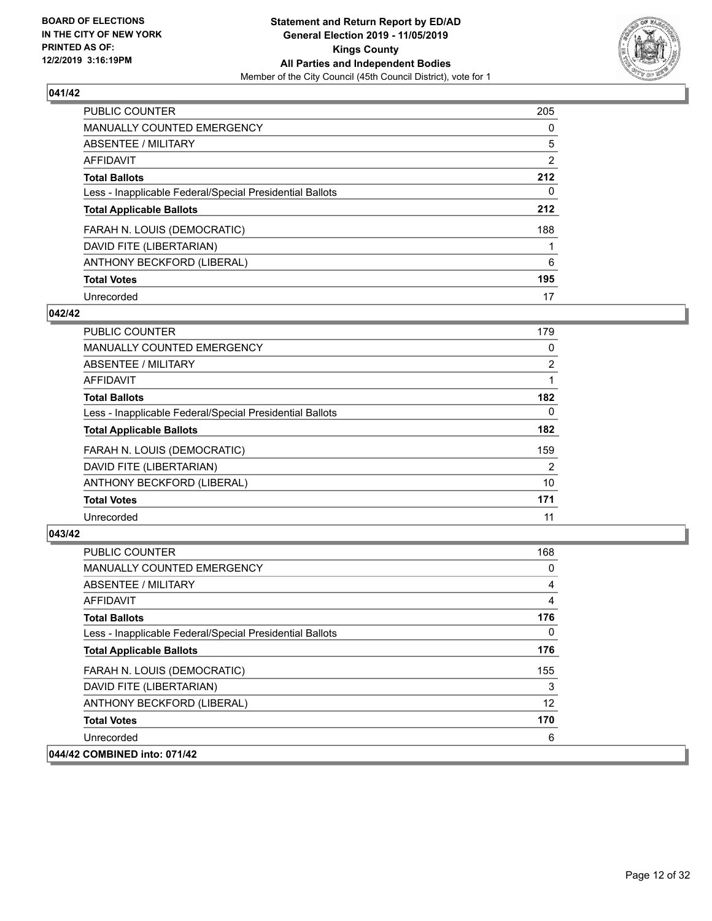### 041/42

| | |
|---|---|
| PUBLIC COUNTER | 205 |
| MANUALLY COUNTED EMERGENCY | 0 |
| ABSENTEE / MILITARY | 5 |
| AFFIDAVIT | 2 |
| **Total Ballots** | **212** |
| Less - Inapplicable Federal/Special Presidential Ballots | 0 |
| **Total Applicable Ballots** | **212** |
| FARAH N. LOUIS (DEMOCRATIC) | 188 |
| DAVID FITE (LIBERTARIAN) | 1 |
| ANTHONY BECKFORD (LIBERAL) | 6 |
| **Total Votes** | **195** |
| Unrecorded | 17 |

### 042/42

| | |
|---|---|
| PUBLIC COUNTER | 179 |
| MANUALLY COUNTED EMERGENCY | 0 |
| ABSENTEE / MILITARY | 2 |
| AFFIDAVIT | 1 |
| **Total Ballots** | **182** |
| Less - Inapplicable Federal/Special Presidential Ballots | 0 |
| **Total Applicable Ballots** | **182** |
| FARAH N. LOUIS (DEMOCRATIC) | 159 |
| DAVID FITE (LIBERTARIAN) | 2 |
| ANTHONY BECKFORD (LIBERAL) | 10 |
| **Total Votes** | **171** |
| Unrecorded | 11 |

### 043/42

| | |
|---|---|
| PUBLIC COUNTER | 168 |
| MANUALLY COUNTED EMERGENCY | 0 |
| ABSENTEE / MILITARY | 4 |
| AFFIDAVIT | 4 |
| **Total Ballots** | **176** |
| Less - Inapplicable Federal/Special Presidential Ballots | 0 |
| **Total Applicable Ballots** | **176** |
| FARAH N. LOUIS (DEMOCRATIC) | 155 |
| DAVID FITE (LIBERTARIAN) | 3 |
| ANTHONY BECKFORD (LIBERAL) | 12 |
| **Total Votes** | **170** |
| Unrecorded | 6 |

### 044/42 COMBINED into: 071/42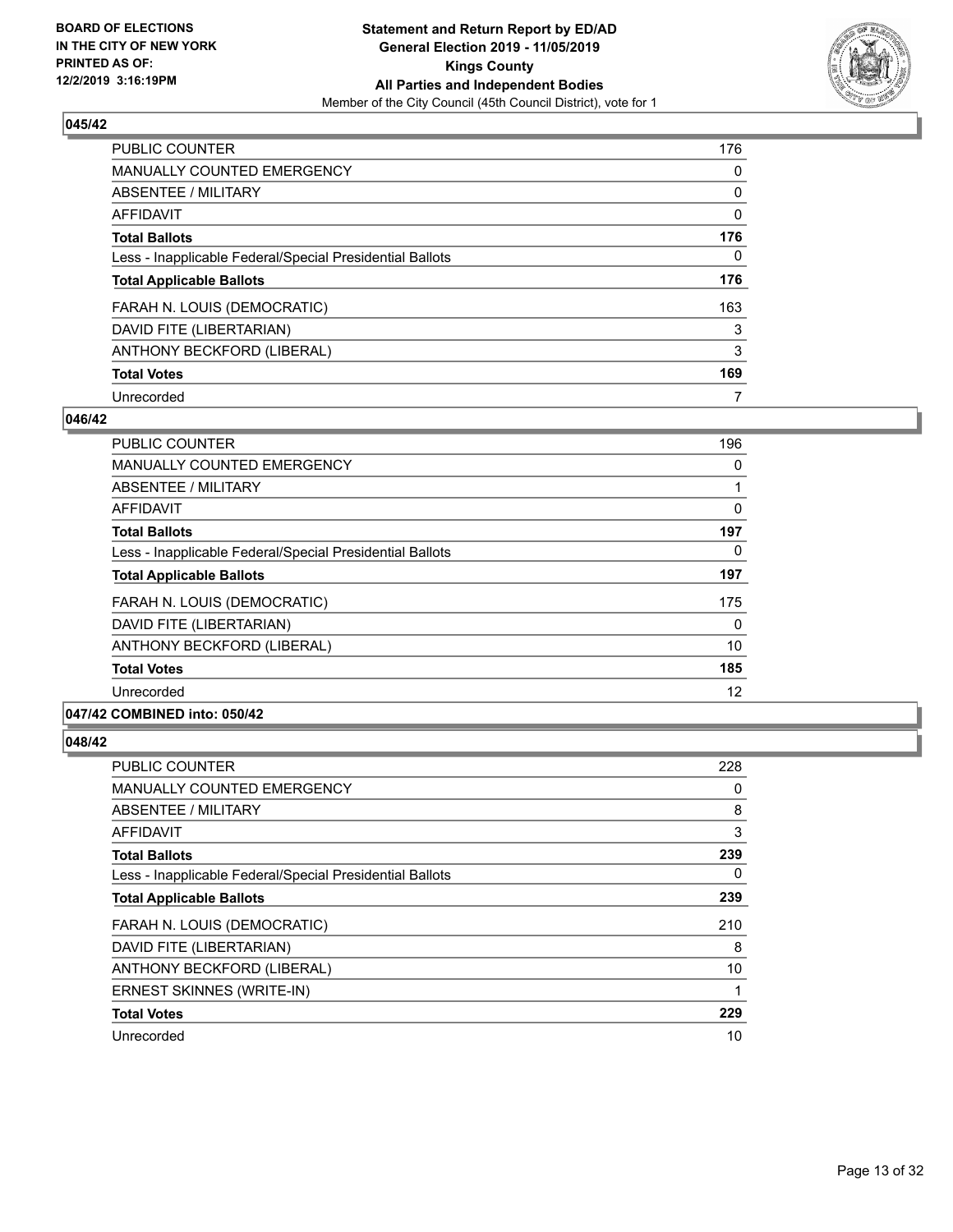**BOARD OF ELECTIONS IN THE CITY OF NEW YORK PRINTED AS OF: 12/2/2019 3:16:19PM**

**Statement and Return Report by ED/AD General Election 2019 - 11/05/2019 Kings County All Parties and Independent Bodies**

Member of the City Council (45th Council District), vote for 1

### 045/42

| | |
|---|---|
| PUBLIC COUNTER | 176 |
| MANUALLY COUNTED EMERGENCY | 0 |
| ABSENTEE / MILITARY | 0 |
| AFFIDAVIT | 0 |
| **Total Ballots** | **176** |
| Less - Inapplicable Federal/Special Presidential Ballots | 0 |
| **Total Applicable Ballots** | **176** |
| FARAH N. LOUIS (DEMOCRATIC) | 163 |
| DAVID FITE (LIBERTARIAN) | 3 |
| ANTHONY BECKFORD (LIBERAL) | 3 |
| **Total Votes** | **169** |
| Unrecorded | 7 |

### 046/42

| | |
|---|---|
| PUBLIC COUNTER | 196 |
| MANUALLY COUNTED EMERGENCY | 0 |
| ABSENTEE / MILITARY | 1 |
| AFFIDAVIT | 0 |
| **Total Ballots** | **197** |
| Less - Inapplicable Federal/Special Presidential Ballots | 0 |
| **Total Applicable Ballots** | **197** |
| FARAH N. LOUIS (DEMOCRATIC) | 175 |
| DAVID FITE (LIBERTARIAN) | 0 |
| ANTHONY BECKFORD (LIBERAL) | 10 |
| **Total Votes** | **185** |
| Unrecorded | 12 |

### 047/42 COMBINED into: 050/42

### 048/42

| | |
|---|---|
| PUBLIC COUNTER | 228 |
| MANUALLY COUNTED EMERGENCY | 0 |
| ABSENTEE / MILITARY | 8 |
| AFFIDAVIT | 3 |
| **Total Ballots** | **239** |
| Less - Inapplicable Federal/Special Presidential Ballots | 0 |
| **Total Applicable Ballots** | **239** |
| FARAH N. LOUIS (DEMOCRATIC) | 210 |
| DAVID FITE (LIBERTARIAN) | 8 |
| ANTHONY BECKFORD (LIBERAL) | 10 |
| ERNEST SKINNES (WRITE-IN) | 1 |
| **Total Votes** | **229** |
| Unrecorded | 10 |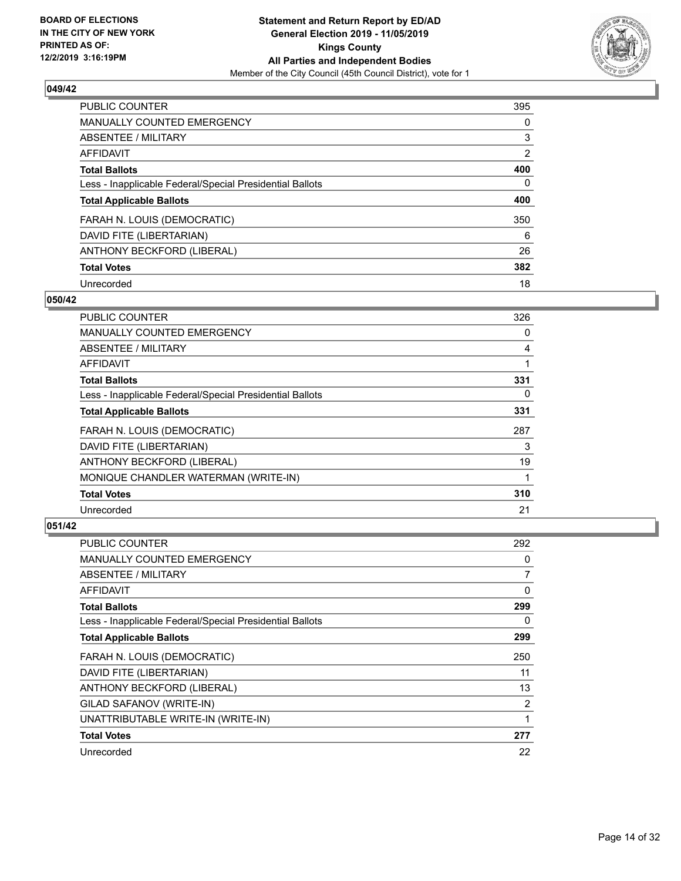**BOARD OF ELECTIONS IN THE CITY OF NEW YORK PRINTED AS OF: 12/2/2019 3:16:19PM**

**Statement and Return Report by ED/AD General Election 2019 - 11/05/2019 Kings County All Parties and Independent Bodies**

Member of the City Council (45th Council District), vote for 1

## 049/42

| | |
|---|---|
| PUBLIC COUNTER | 395 |
| MANUALLY COUNTED EMERGENCY | 0 |
| ABSENTEE / MILITARY | 3 |
| AFFIDAVIT | 2 |
| **Total Ballots** | **400** |
| Less - Inapplicable Federal/Special Presidential Ballots | 0 |
| **Total Applicable Ballots** | **400** |
| FARAH N. LOUIS (DEMOCRATIC) | 350 |
| DAVID FITE (LIBERTARIAN) | 6 |
| ANTHONY BECKFORD (LIBERAL) | 26 |
| **Total Votes** | **382** |
| Unrecorded | 18 |

## 050/42

| | |
|---|---|
| PUBLIC COUNTER | 326 |
| MANUALLY COUNTED EMERGENCY | 0 |
| ABSENTEE / MILITARY | 4 |
| AFFIDAVIT | 1 |
| **Total Ballots** | **331** |
| Less - Inapplicable Federal/Special Presidential Ballots | 0 |
| **Total Applicable Ballots** | **331** |
| FARAH N. LOUIS (DEMOCRATIC) | 287 |
| DAVID FITE (LIBERTARIAN) | 3 |
| ANTHONY BECKFORD (LIBERAL) | 19 |
| MONIQUE CHANDLER WATERMAN (WRITE-IN) | 1 |
| **Total Votes** | **310** |
| Unrecorded | 21 |

## 051/42

| | |
|---|---|
| PUBLIC COUNTER | 292 |
| MANUALLY COUNTED EMERGENCY | 0 |
| ABSENTEE / MILITARY | 7 |
| AFFIDAVIT | 0 |
| **Total Ballots** | **299** |
| Less - Inapplicable Federal/Special Presidential Ballots | 0 |
| **Total Applicable Ballots** | **299** |
| FARAH N. LOUIS (DEMOCRATIC) | 250 |
| DAVID FITE (LIBERTARIAN) | 11 |
| ANTHONY BECKFORD (LIBERAL) | 13 |
| GILAD SAFANOV (WRITE-IN) | 2 |
| UNATTRIBUTABLE WRITE-IN (WRITE-IN) | 1 |
| **Total Votes** | **277** |
| Unrecorded | 22 |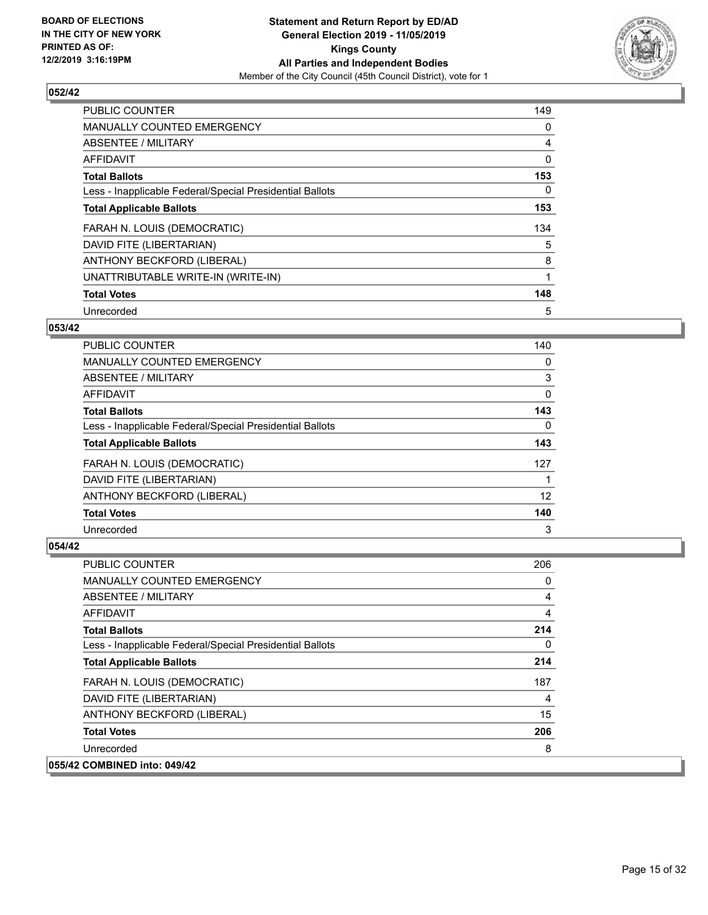**Statement and Return Report by ED/AD**
**General Election 2019 - 11/05/2019**
**Kings County**
**All Parties and Independent Bodies**
Member of the City Council (45th Council District), vote for 1

BOARD OF ELECTIONS IN THE CITY OF NEW YORK PRINTED AS OF: 12/2/2019 3:16:19PM

## 052/42

| | |
|---|---|
| PUBLIC COUNTER | 149 |
| MANUALLY COUNTED EMERGENCY | 0 |
| ABSENTEE / MILITARY | 4 |
| AFFIDAVIT | 0 |
| **Total Ballots** | **153** |
| Less - Inapplicable Federal/Special Presidential Ballots | 0 |
| **Total Applicable Ballots** | **153** |
| FARAH N. LOUIS (DEMOCRATIC) | 134 |
| DAVID FITE (LIBERTARIAN) | 5 |
| ANTHONY BECKFORD (LIBERAL) | 8 |
| UNATTRIBUTABLE WRITE-IN (WRITE-IN) | 1 |
| **Total Votes** | **148** |
| Unrecorded | 5 |

## 053/42

| | |
|---|---|
| PUBLIC COUNTER | 140 |
| MANUALLY COUNTED EMERGENCY | 0 |
| ABSENTEE / MILITARY | 3 |
| AFFIDAVIT | 0 |
| **Total Ballots** | **143** |
| Less - Inapplicable Federal/Special Presidential Ballots | 0 |
| **Total Applicable Ballots** | **143** |
| FARAH N. LOUIS (DEMOCRATIC) | 127 |
| DAVID FITE (LIBERTARIAN) | 1 |
| ANTHONY BECKFORD (LIBERAL) | 12 |
| **Total Votes** | **140** |
| Unrecorded | 3 |

## 054/42

| | |
|---|---|
| PUBLIC COUNTER | 206 |
| MANUALLY COUNTED EMERGENCY | 0 |
| ABSENTEE / MILITARY | 4 |
| AFFIDAVIT | 4 |
| **Total Ballots** | **214** |
| Less - Inapplicable Federal/Special Presidential Ballots | 0 |
| **Total Applicable Ballots** | **214** |
| FARAH N. LOUIS (DEMOCRATIC) | 187 |
| DAVID FITE (LIBERTARIAN) | 4 |
| ANTHONY BECKFORD (LIBERAL) | 15 |
| **Total Votes** | **206** |
| Unrecorded | 8 |

## 055/42 COMBINED into: 049/42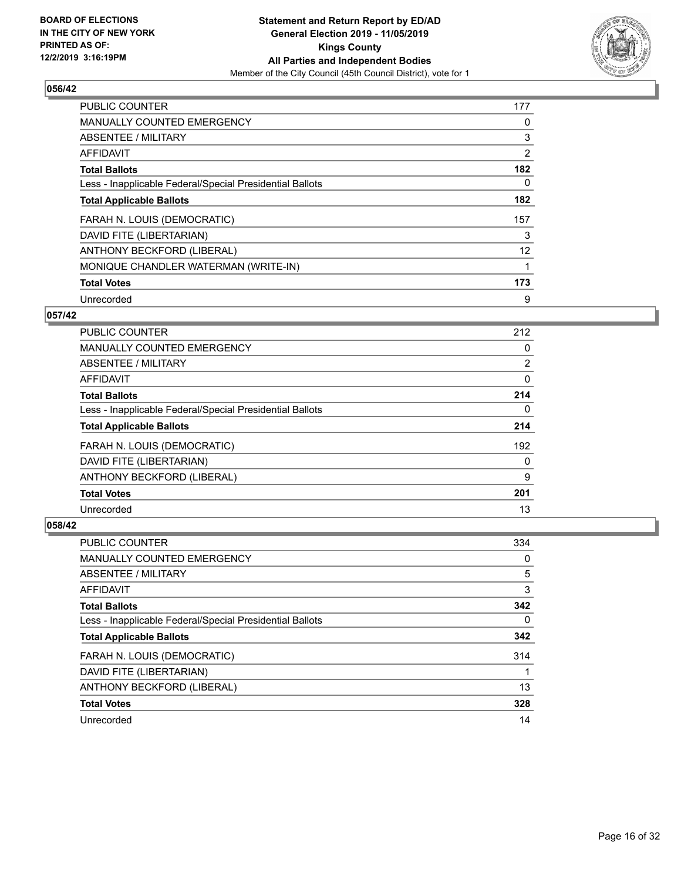**BOARD OF ELECTIONS IN THE CITY OF NEW YORK PRINTED AS OF: 12/2/2019 3:16:19PM**

**Statement and Return Report by ED/AD General Election 2019 - 11/05/2019 Kings County All Parties and Independent Bodies**
Member of the City Council (45th Council District), vote for 1

## 056/42

| | |
|---|---|
| PUBLIC COUNTER | 177 |
| MANUALLY COUNTED EMERGENCY | 0 |
| ABSENTEE / MILITARY | 3 |
| AFFIDAVIT | 2 |
| **Total Ballots** | **182** |
| Less - Inapplicable Federal/Special Presidential Ballots | 0 |
| **Total Applicable Ballots** | **182** |
| FARAH N. LOUIS (DEMOCRATIC) | 157 |
| DAVID FITE (LIBERTARIAN) | 3 |
| ANTHONY BECKFORD (LIBERAL) | 12 |
| MONIQUE CHANDLER WATERMAN (WRITE-IN) | 1 |
| **Total Votes** | **173** |
| Unrecorded | 9 |

## 057/42

| | |
|---|---|
| PUBLIC COUNTER | 212 |
| MANUALLY COUNTED EMERGENCY | 0 |
| ABSENTEE / MILITARY | 2 |
| AFFIDAVIT | 0 |
| **Total Ballots** | **214** |
| Less - Inapplicable Federal/Special Presidential Ballots | 0 |
| **Total Applicable Ballots** | **214** |
| FARAH N. LOUIS (DEMOCRATIC) | 192 |
| DAVID FITE (LIBERTARIAN) | 0 |
| ANTHONY BECKFORD (LIBERAL) | 9 |
| **Total Votes** | **201** |
| Unrecorded | 13 |

## 058/42

| | |
|---|---|
| PUBLIC COUNTER | 334 |
| MANUALLY COUNTED EMERGENCY | 0 |
| ABSENTEE / MILITARY | 5 |
| AFFIDAVIT | 3 |
| **Total Ballots** | **342** |
| Less - Inapplicable Federal/Special Presidential Ballots | 0 |
| **Total Applicable Ballots** | **342** |
| FARAH N. LOUIS (DEMOCRATIC) | 314 |
| DAVID FITE (LIBERTARIAN) | 1 |
| ANTHONY BECKFORD (LIBERAL) | 13 |
| **Total Votes** | **328** |
| Unrecorded | 14 |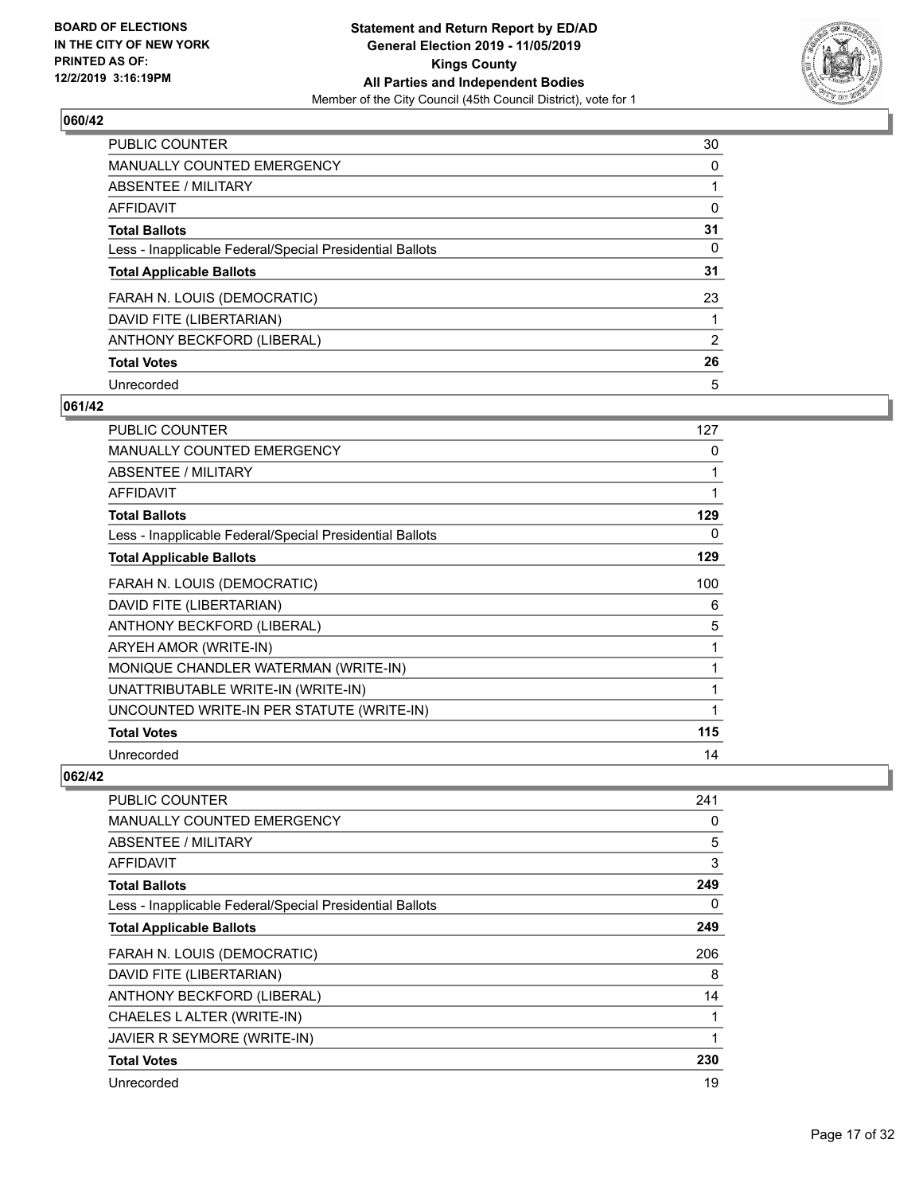**BOARD OF ELECTIONS IN THE CITY OF NEW YORK PRINTED AS OF: 12/2/2019 3:16:19PM**

**Statement and Return Report by ED/AD General Election 2019 - 11/05/2019 Kings County All Parties and Independent Bodies**
Member of the City Council (45th Council District), vote for 1

### 060/42

| | |
|---|---|
| PUBLIC COUNTER | 30 |
| MANUALLY COUNTED EMERGENCY | 0 |
| ABSENTEE / MILITARY | 1 |
| AFFIDAVIT | 0 |
| **Total Ballots** | **31** |
| Less - Inapplicable Federal/Special Presidential Ballots | 0 |
| **Total Applicable Ballots** | **31** |
| FARAH N. LOUIS (DEMOCRATIC) | 23 |
| DAVID FITE (LIBERTARIAN) | 1 |
| ANTHONY BECKFORD (LIBERAL) | 2 |
| **Total Votes** | **26** |
| Unrecorded | 5 |

### 061/42

| | |
|---|---|
| PUBLIC COUNTER | 127 |
| MANUALLY COUNTED EMERGENCY | 0 |
| ABSENTEE / MILITARY | 1 |
| AFFIDAVIT | 1 |
| **Total Ballots** | **129** |
| Less - Inapplicable Federal/Special Presidential Ballots | 0 |
| **Total Applicable Ballots** | **129** |
| FARAH N. LOUIS (DEMOCRATIC) | 100 |
| DAVID FITE (LIBERTARIAN) | 6 |
| ANTHONY BECKFORD (LIBERAL) | 5 |
| ARYEH AMOR (WRITE-IN) | 1 |
| MONIQUE CHANDLER WATERMAN (WRITE-IN) | 1 |
| UNATTRIBUTABLE WRITE-IN (WRITE-IN) | 1 |
| UNCOUNTED WRITE-IN PER STATUTE (WRITE-IN) | 1 |
| **Total Votes** | **115** |
| Unrecorded | 14 |

### 062/42

| | |
|---|---|
| PUBLIC COUNTER | 241 |
| MANUALLY COUNTED EMERGENCY | 0 |
| ABSENTEE / MILITARY | 5 |
| AFFIDAVIT | 3 |
| **Total Ballots** | **249** |
| Less - Inapplicable Federal/Special Presidential Ballots | 0 |
| **Total Applicable Ballots** | **249** |
| FARAH N. LOUIS (DEMOCRATIC) | 206 |
| DAVID FITE (LIBERTARIAN) | 8 |
| ANTHONY BECKFORD (LIBERAL) | 14 |
| CHAELES L ALTER (WRITE-IN) | 1 |
| JAVIER R SEYMORE (WRITE-IN) | 1 |
| **Total Votes** | **230** |
| Unrecorded | 19 |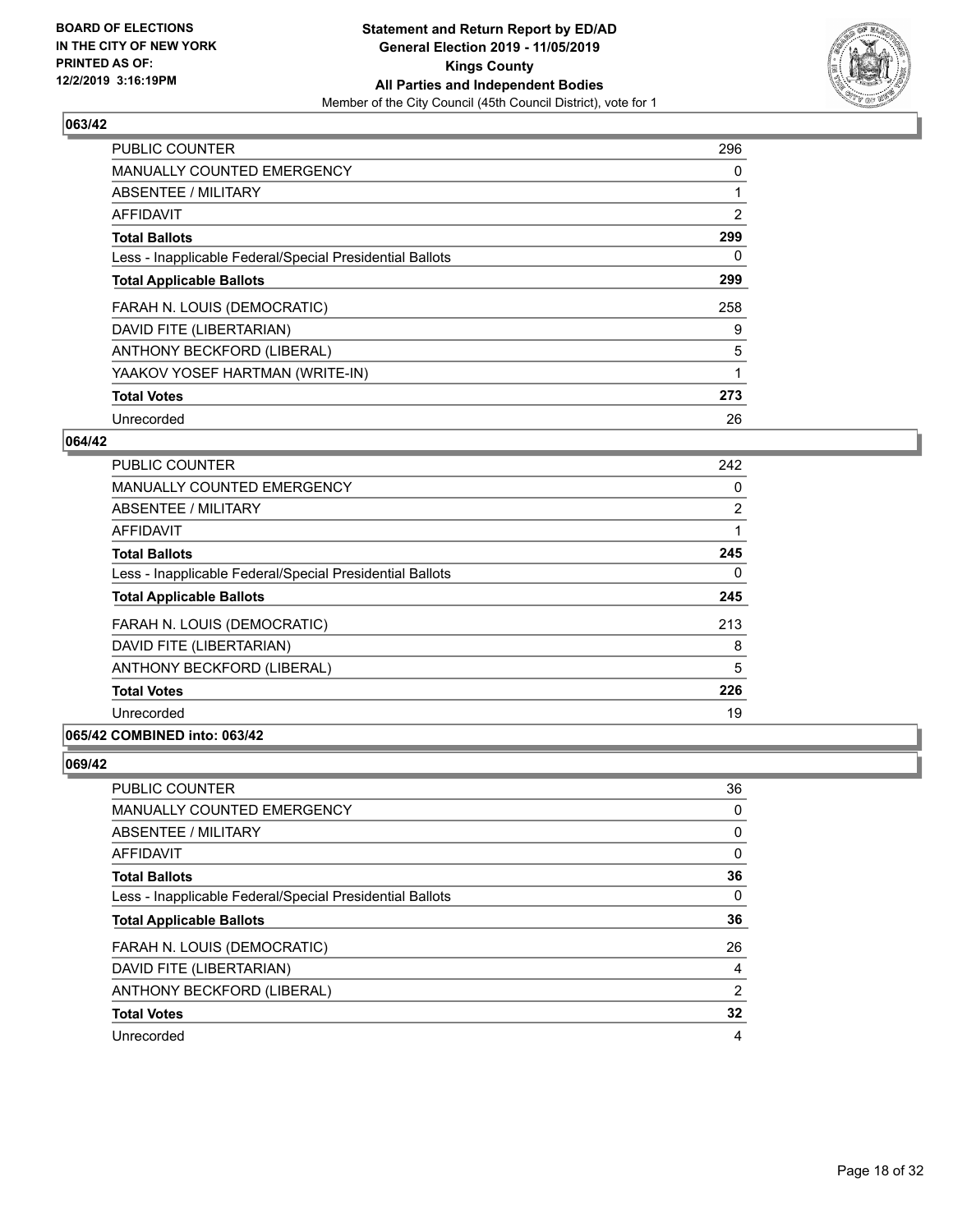**Statement and Return Report by ED/AD**
**General Election 2019 - 11/05/2019**
**Kings County**
**All Parties and Independent Bodies**
Member of the City Council (45th Council District), vote for 1

BOARD OF ELECTIONS IN THE CITY OF NEW YORK PRINTED AS OF: 12/2/2019 3:16:19PM

### 063/42

| | |
|---|---|
| PUBLIC COUNTER | 296 |
| MANUALLY COUNTED EMERGENCY | 0 |
| ABSENTEE / MILITARY | 1 |
| AFFIDAVIT | 2 |
| **Total Ballots** | **299** |
| Less - Inapplicable Federal/Special Presidential Ballots | 0 |
| **Total Applicable Ballots** | **299** |
| FARAH N. LOUIS (DEMOCRATIC) | 258 |
| DAVID FITE (LIBERTARIAN) | 9 |
| ANTHONY BECKFORD (LIBERAL) | 5 |
| YAAKOV YOSEF HARTMAN (WRITE-IN) | 1 |
| **Total Votes** | **273** |
| Unrecorded | 26 |

### 064/42

| | |
|---|---|
| PUBLIC COUNTER | 242 |
| MANUALLY COUNTED EMERGENCY | 0 |
| ABSENTEE / MILITARY | 2 |
| AFFIDAVIT | 1 |
| **Total Ballots** | **245** |
| Less - Inapplicable Federal/Special Presidential Ballots | 0 |
| **Total Applicable Ballots** | **245** |
| FARAH N. LOUIS (DEMOCRATIC) | 213 |
| DAVID FITE (LIBERTARIAN) | 8 |
| ANTHONY BECKFORD (LIBERAL) | 5 |
| **Total Votes** | **226** |
| Unrecorded | 19 |

### 065/42 COMBINED into: 063/42

### 069/42

| | |
|---|---|
| PUBLIC COUNTER | 36 |
| MANUALLY COUNTED EMERGENCY | 0 |
| ABSENTEE / MILITARY | 0 |
| AFFIDAVIT | 0 |
| **Total Ballots** | **36** |
| Less - Inapplicable Federal/Special Presidential Ballots | 0 |
| **Total Applicable Ballots** | **36** |
| FARAH N. LOUIS (DEMOCRATIC) | 26 |
| DAVID FITE (LIBERTARIAN) | 4 |
| ANTHONY BECKFORD (LIBERAL) | 2 |
| **Total Votes** | **32** |
| Unrecorded | 4 |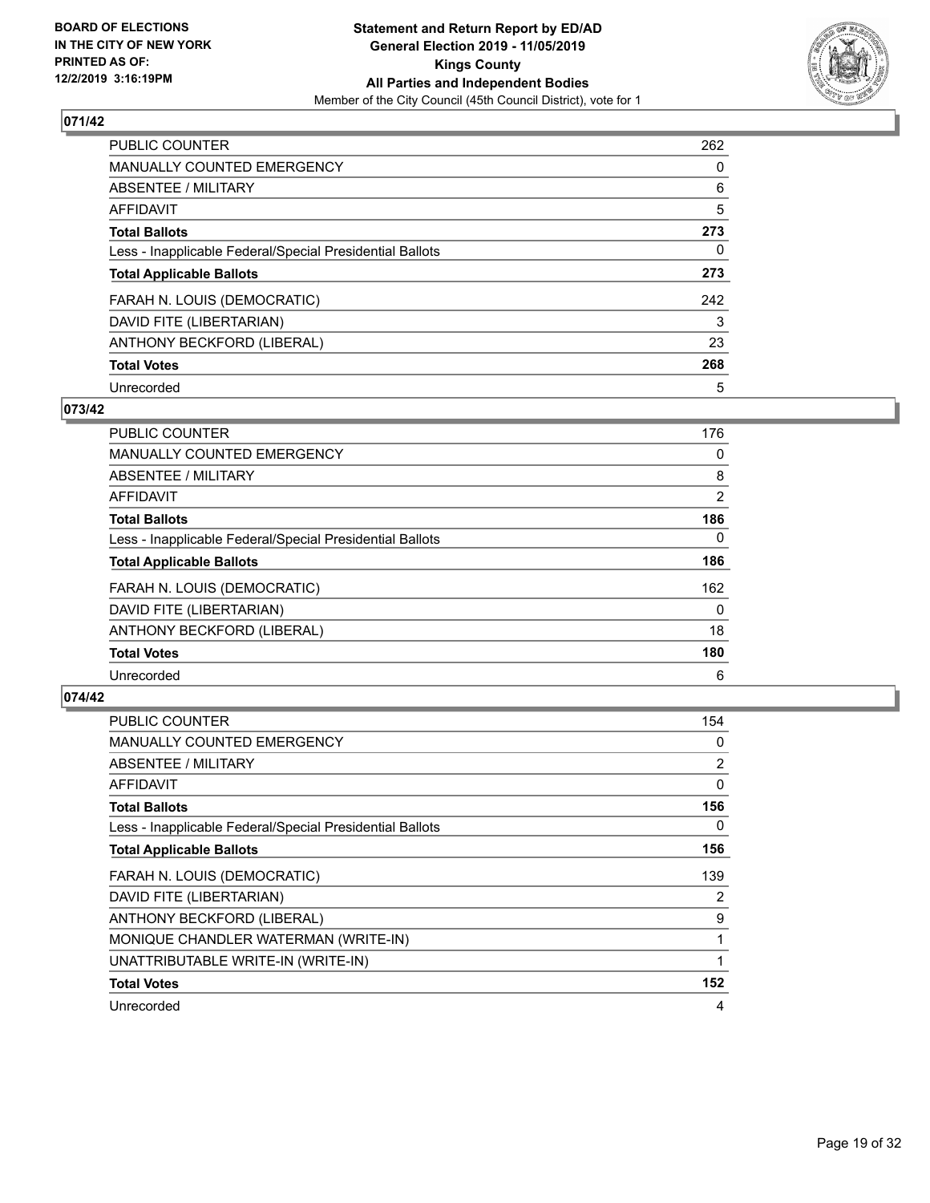## 071/42

| | |
|---|---|
| PUBLIC COUNTER | 262 |
| MANUALLY COUNTED EMERGENCY | 0 |
| ABSENTEE / MILITARY | 6 |
| AFFIDAVIT | 5 |
| **Total Ballots** | **273** |
| Less - Inapplicable Federal/Special Presidential Ballots | 0 |
| **Total Applicable Ballots** | **273** |
| FARAH N. LOUIS (DEMOCRATIC) | 242 |
| DAVID FITE (LIBERTARIAN) | 3 |
| ANTHONY BECKFORD (LIBERAL) | 23 |
| **Total Votes** | **268** |
| Unrecorded | 5 |

## 073/42

| | |
|---|---|
| PUBLIC COUNTER | 176 |
| MANUALLY COUNTED EMERGENCY | 0 |
| ABSENTEE / MILITARY | 8 |
| AFFIDAVIT | 2 |
| **Total Ballots** | **186** |
| Less - Inapplicable Federal/Special Presidential Ballots | 0 |
| **Total Applicable Ballots** | **186** |
| FARAH N. LOUIS (DEMOCRATIC) | 162 |
| DAVID FITE (LIBERTARIAN) | 0 |
| ANTHONY BECKFORD (LIBERAL) | 18 |
| **Total Votes** | **180** |
| Unrecorded | 6 |

## 074/42

| | |
|---|---|
| PUBLIC COUNTER | 154 |
| MANUALLY COUNTED EMERGENCY | 0 |
| ABSENTEE / MILITARY | 2 |
| AFFIDAVIT | 0 |
| **Total Ballots** | **156** |
| Less - Inapplicable Federal/Special Presidential Ballots | 0 |
| **Total Applicable Ballots** | **156** |
| FARAH N. LOUIS (DEMOCRATIC) | 139 |
| DAVID FITE (LIBERTARIAN) | 2 |
| ANTHONY BECKFORD (LIBERAL) | 9 |
| MONIQUE CHANDLER WATERMAN (WRITE-IN) | 1 |
| UNATTRIBUTABLE WRITE-IN (WRITE-IN) | 1 |
| **Total Votes** | **152** |
| Unrecorded | 4 |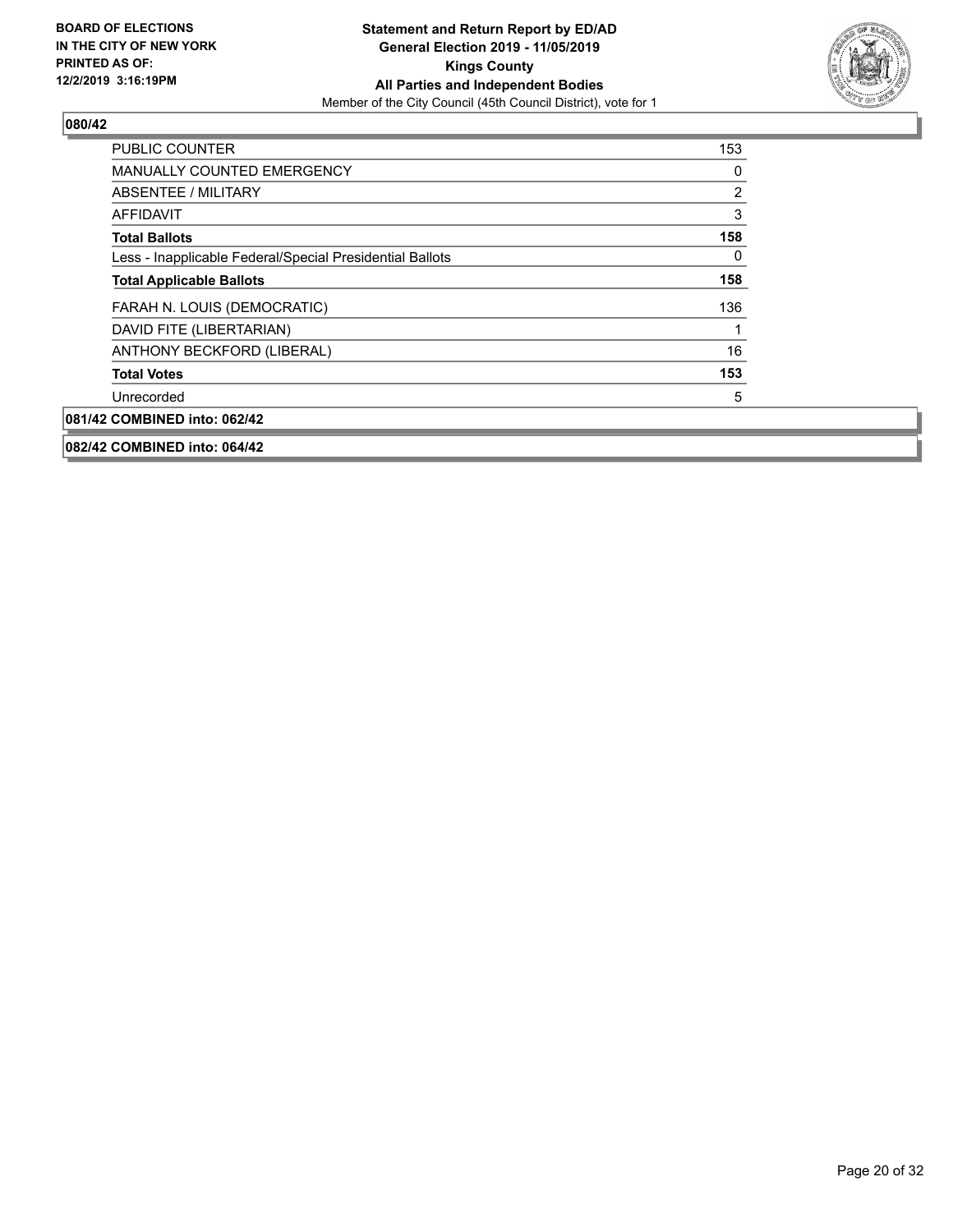**080/42**

| | |
|---|---|
| PUBLIC COUNTER | 153 |
| MANUALLY COUNTED EMERGENCY | 0 |
| ABSENTEE / MILITARY | 2 |
| AFFIDAVIT | 3 |
| **Total Ballots** | **158** |
| Less - Inapplicable Federal/Special Presidential Ballots | 0 |
| **Total Applicable Ballots** | **158** |
| FARAH N. LOUIS (DEMOCRATIC) | 136 |
| DAVID FITE (LIBERTARIAN) | 1 |
| ANTHONY BECKFORD (LIBERAL) | 16 |
| **Total Votes** | **153** |
| Unrecorded | 5 |

**081/42 COMBINED into: 062/42**

**082/42 COMBINED into: 064/42**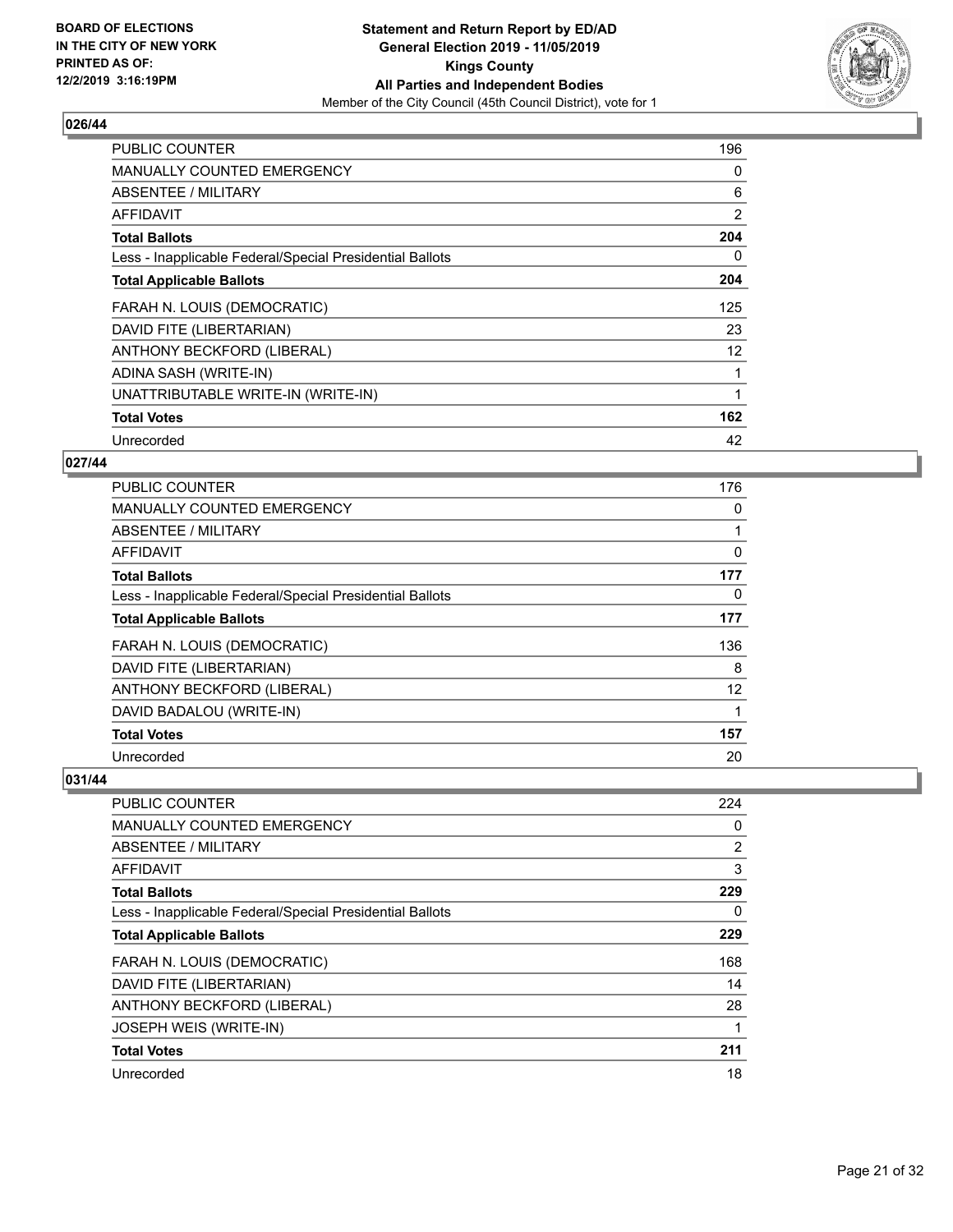## 026/44

| | |
|---|---|
| PUBLIC COUNTER | 196 |
| MANUALLY COUNTED EMERGENCY | 0 |
| ABSENTEE / MILITARY | 6 |
| AFFIDAVIT | 2 |
| **Total Ballots** | **204** |
| Less - Inapplicable Federal/Special Presidential Ballots | 0 |
| **Total Applicable Ballots** | **204** |
| FARAH N. LOUIS (DEMOCRATIC) | 125 |
| DAVID FITE (LIBERTARIAN) | 23 |
| ANTHONY BECKFORD (LIBERAL) | 12 |
| ADINA SASH (WRITE-IN) | 1 |
| UNATTRIBUTABLE WRITE-IN (WRITE-IN) | 1 |
| **Total Votes** | **162** |
| Unrecorded | 42 |

## 027/44

| | |
|---|---|
| PUBLIC COUNTER | 176 |
| MANUALLY COUNTED EMERGENCY | 0 |
| ABSENTEE / MILITARY | 1 |
| AFFIDAVIT | 0 |
| **Total Ballots** | **177** |
| Less - Inapplicable Federal/Special Presidential Ballots | 0 |
| **Total Applicable Ballots** | **177** |
| FARAH N. LOUIS (DEMOCRATIC) | 136 |
| DAVID FITE (LIBERTARIAN) | 8 |
| ANTHONY BECKFORD (LIBERAL) | 12 |
| DAVID BADALOU (WRITE-IN) | 1 |
| **Total Votes** | **157** |
| Unrecorded | 20 |

## 031/44

| | |
|---|---|
| PUBLIC COUNTER | 224 |
| MANUALLY COUNTED EMERGENCY | 0 |
| ABSENTEE / MILITARY | 2 |
| AFFIDAVIT | 3 |
| **Total Ballots** | **229** |
| Less - Inapplicable Federal/Special Presidential Ballots | 0 |
| **Total Applicable Ballots** | **229** |
| FARAH N. LOUIS (DEMOCRATIC) | 168 |
| DAVID FITE (LIBERTARIAN) | 14 |
| ANTHONY BECKFORD (LIBERAL) | 28 |
| JOSEPH WEIS (WRITE-IN) | 1 |
| **Total Votes** | **211** |
| Unrecorded | 18 |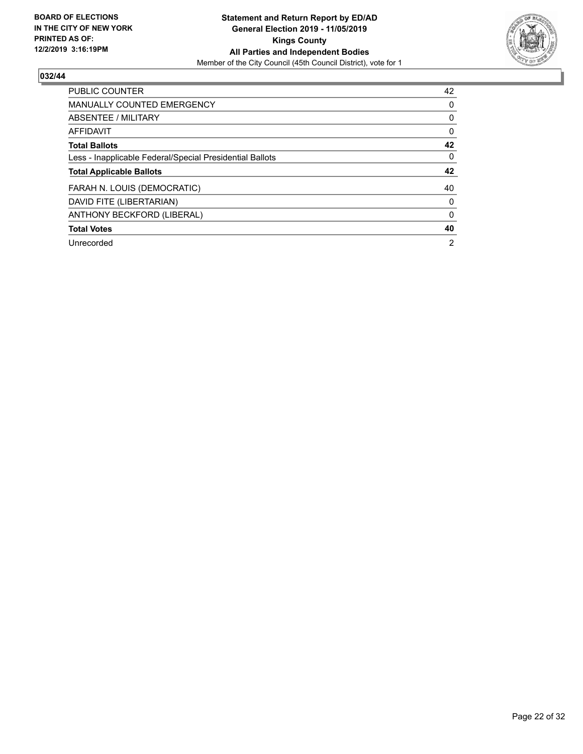**BOARD OF ELECTIONS IN THE CITY OF NEW YORK PRINTED AS OF: 12/2/2019 3:16:19PM**

**Statement and Return Report by ED/AD**
**General Election 2019 - 11/05/2019**
**Kings County**
**All Parties and Independent Bodies**
Member of the City Council (45th Council District), vote for 1

## 032/44

| | |
|---|---|
| PUBLIC COUNTER | 42 |
| MANUALLY COUNTED EMERGENCY | 0 |
| ABSENTEE / MILITARY | 0 |
| AFFIDAVIT | 0 |
| **Total Ballots** | **42** |
| Less - Inapplicable Federal/Special Presidential Ballots | 0 |
| **Total Applicable Ballots** | **42** |
| FARAH N. LOUIS (DEMOCRATIC) | 40 |
| DAVID FITE (LIBERTARIAN) | 0 |
| ANTHONY BECKFORD (LIBERAL) | 0 |
| **Total Votes** | **40** |
| Unrecorded | 2 |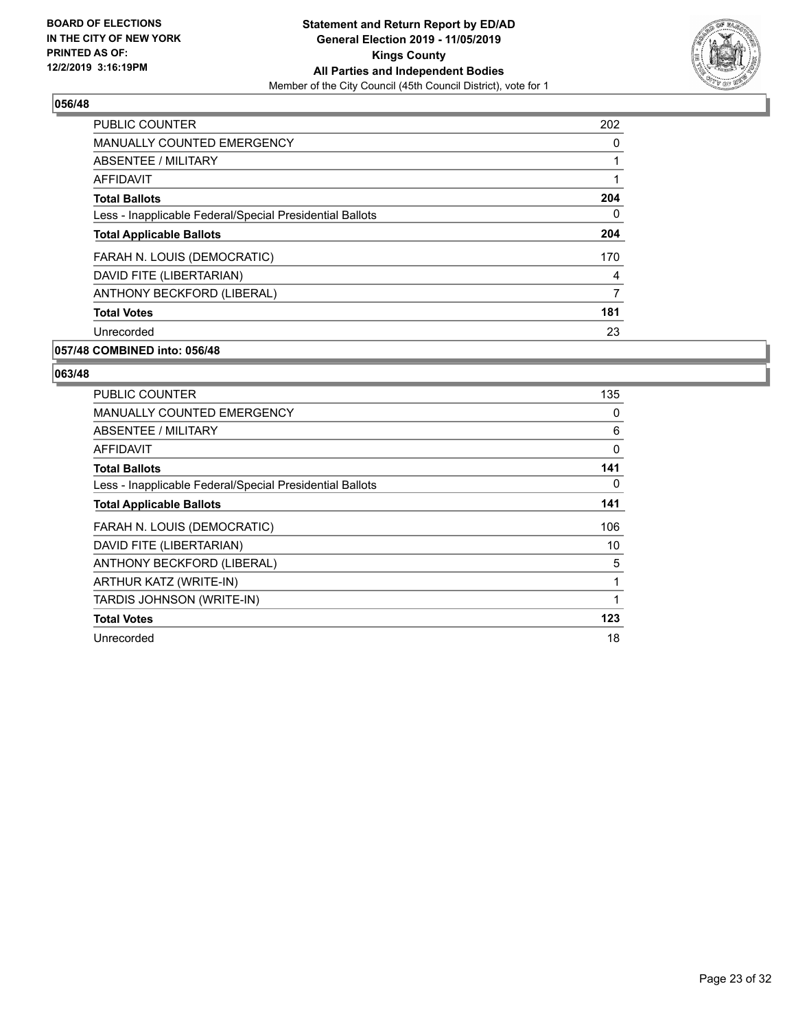**BOARD OF ELECTIONS IN THE CITY OF NEW YORK PRINTED AS OF: 12/2/2019 3:16:19PM**

**Statement and Return Report by ED/AD General Election 2019 - 11/05/2019 Kings County All Parties and Independent Bodies**

Member of the City Council (45th Council District), vote for 1

## 056/48

| | |
|---|---|
| PUBLIC COUNTER | 202 |
| MANUALLY COUNTED EMERGENCY | 0 |
| ABSENTEE / MILITARY | 1 |
| AFFIDAVIT | 1 |
| **Total Ballots** | **204** |
| Less - Inapplicable Federal/Special Presidential Ballots | 0 |
| **Total Applicable Ballots** | **204** |
| FARAH N. LOUIS (DEMOCRATIC) | 170 |
| DAVID FITE (LIBERTARIAN) | 4 |
| ANTHONY BECKFORD (LIBERAL) | 7 |
| **Total Votes** | **181** |
| Unrecorded | 23 |

## 057/48 COMBINED into: 056/48

## 063/48

| | |
|---|---|
| PUBLIC COUNTER | 135 |
| MANUALLY COUNTED EMERGENCY | 0 |
| ABSENTEE / MILITARY | 6 |
| AFFIDAVIT | 0 |
| **Total Ballots** | **141** |
| Less - Inapplicable Federal/Special Presidential Ballots | 0 |
| **Total Applicable Ballots** | **141** |
| FARAH N. LOUIS (DEMOCRATIC) | 106 |
| DAVID FITE (LIBERTARIAN) | 10 |
| ANTHONY BECKFORD (LIBERAL) | 5 |
| ARTHUR KATZ (WRITE-IN) | 1 |
| TARDIS JOHNSON (WRITE-IN) | 1 |
| **Total Votes** | **123** |
| Unrecorded | 18 |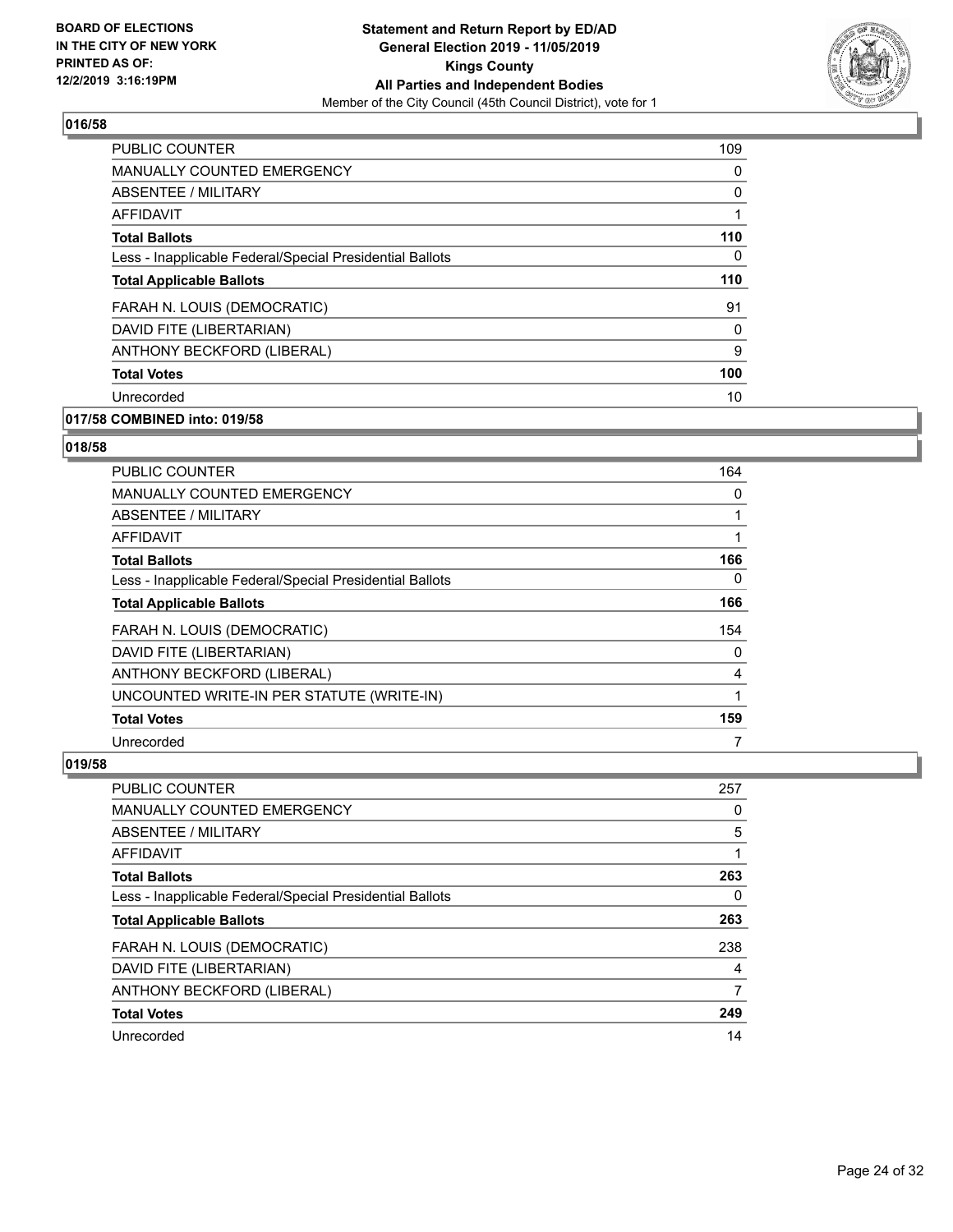**BOARD OF ELECTIONS IN THE CITY OF NEW YORK PRINTED AS OF: 12/2/2019 3:16:19PM**

**Statement and Return Report by ED/AD General Election 2019 - 11/05/2019 Kings County All Parties and Independent Bodies**

Member of the City Council (45th Council District), vote for 1

### 016/58

| | |
|---|---|
| PUBLIC COUNTER | 109 |
| MANUALLY COUNTED EMERGENCY | 0 |
| ABSENTEE / MILITARY | 0 |
| AFFIDAVIT | 1 |
| **Total Ballots** | **110** |
| Less - Inapplicable Federal/Special Presidential Ballots | 0 |
| **Total Applicable Ballots** | **110** |
| FARAH N. LOUIS (DEMOCRATIC) | 91 |
| DAVID FITE (LIBERTARIAN) | 0 |
| ANTHONY BECKFORD (LIBERAL) | 9 |
| **Total Votes** | **100** |
| Unrecorded | 10 |

### 017/58 COMBINED into: 019/58

### 018/58

| | |
|---|---|
| PUBLIC COUNTER | 164 |
| MANUALLY COUNTED EMERGENCY | 0 |
| ABSENTEE / MILITARY | 1 |
| AFFIDAVIT | 1 |
| **Total Ballots** | **166** |
| Less - Inapplicable Federal/Special Presidential Ballots | 0 |
| **Total Applicable Ballots** | **166** |
| FARAH N. LOUIS (DEMOCRATIC) | 154 |
| DAVID FITE (LIBERTARIAN) | 0 |
| ANTHONY BECKFORD (LIBERAL) | 4 |
| UNCOUNTED WRITE-IN PER STATUTE (WRITE-IN) | 1 |
| **Total Votes** | **159** |
| Unrecorded | 7 |

### 019/58

| | |
|---|---|
| PUBLIC COUNTER | 257 |
| MANUALLY COUNTED EMERGENCY | 0 |
| ABSENTEE / MILITARY | 5 |
| AFFIDAVIT | 1 |
| **Total Ballots** | **263** |
| Less - Inapplicable Federal/Special Presidential Ballots | 0 |
| **Total Applicable Ballots** | **263** |
| FARAH N. LOUIS (DEMOCRATIC) | 238 |
| DAVID FITE (LIBERTARIAN) | 4 |
| ANTHONY BECKFORD (LIBERAL) | 7 |
| **Total Votes** | **249** |
| Unrecorded | 14 |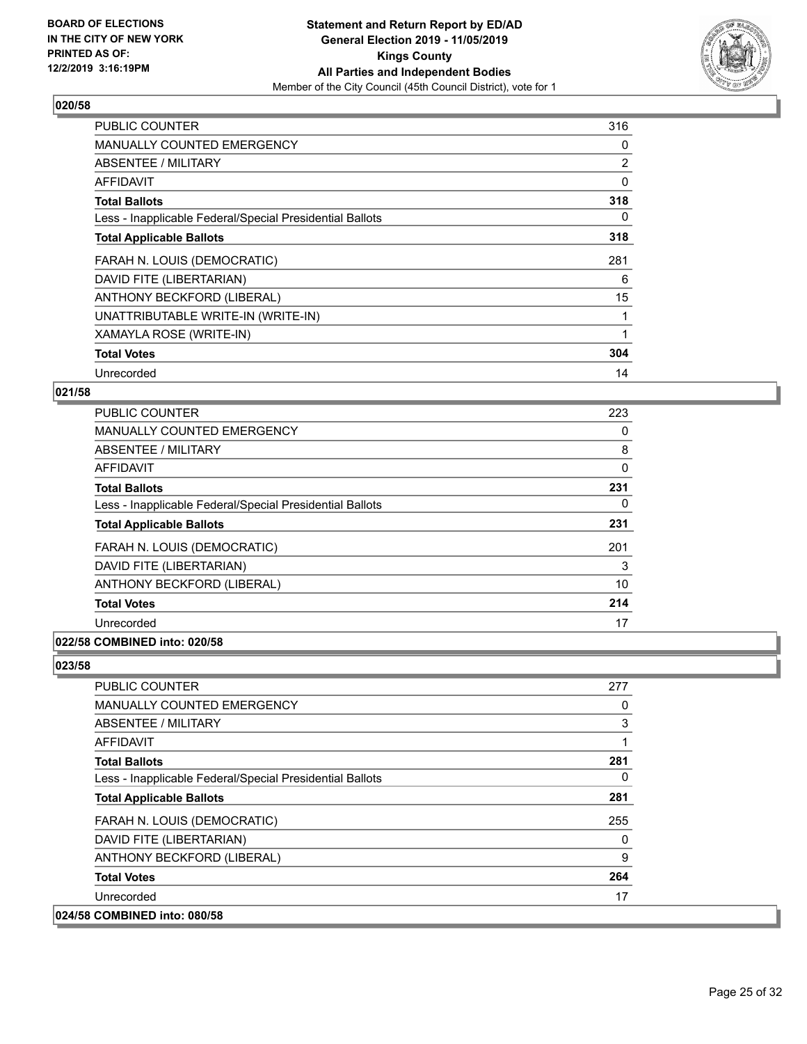## 020/58

| | |
|---|---|
| PUBLIC COUNTER | 316 |
| MANUALLY COUNTED EMERGENCY | 0 |
| ABSENTEE / MILITARY | 2 |
| AFFIDAVIT | 0 |
| **Total Ballots** | **318** |
| Less - Inapplicable Federal/Special Presidential Ballots | 0 |
| **Total Applicable Ballots** | **318** |
| FARAH N. LOUIS (DEMOCRATIC) | 281 |
| DAVID FITE (LIBERTARIAN) | 6 |
| ANTHONY BECKFORD (LIBERAL) | 15 |
| UNATTRIBUTABLE WRITE-IN (WRITE-IN) | 1 |
| XAMAYLA ROSE (WRITE-IN) | 1 |
| **Total Votes** | **304** |
| Unrecorded | 14 |

## 021/58

| | |
|---|---|
| PUBLIC COUNTER | 223 |
| MANUALLY COUNTED EMERGENCY | 0 |
| ABSENTEE / MILITARY | 8 |
| AFFIDAVIT | 0 |
| **Total Ballots** | **231** |
| Less - Inapplicable Federal/Special Presidential Ballots | 0 |
| **Total Applicable Ballots** | **231** |
| FARAH N. LOUIS (DEMOCRATIC) | 201 |
| DAVID FITE (LIBERTARIAN) | 3 |
| ANTHONY BECKFORD (LIBERAL) | 10 |
| **Total Votes** | **214** |
| Unrecorded | 17 |

## 022/58 COMBINED into: 020/58

## 023/58

| | |
|---|---|
| PUBLIC COUNTER | 277 |
| MANUALLY COUNTED EMERGENCY | 0 |
| ABSENTEE / MILITARY | 3 |
| AFFIDAVIT | 1 |
| **Total Ballots** | **281** |
| Less - Inapplicable Federal/Special Presidential Ballots | 0 |
| **Total Applicable Ballots** | **281** |
| FARAH N. LOUIS (DEMOCRATIC) | 255 |
| DAVID FITE (LIBERTARIAN) | 0 |
| ANTHONY BECKFORD (LIBERAL) | 9 |
| **Total Votes** | **264** |
| Unrecorded | 17 |

## 024/58 COMBINED into: 080/58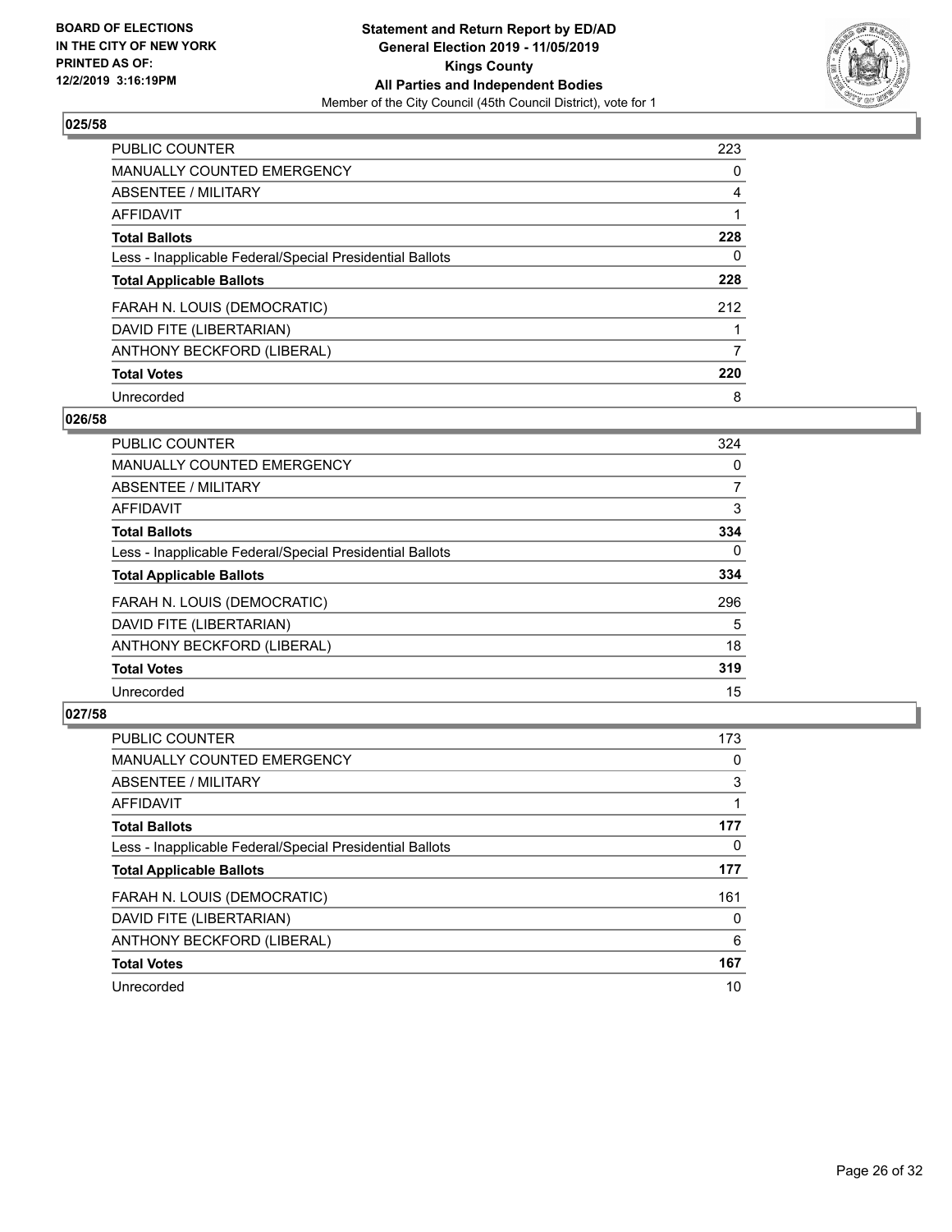**BOARD OF ELECTIONS IN THE CITY OF NEW YORK PRINTED AS OF: 12/2/2019 3:16:19PM**

**Statement and Return Report by ED/AD General Election 2019 - 11/05/2019 Kings County All Parties and Independent Bodies**

Member of the City Council (45th Council District), vote for 1

### 025/58

| | |
|---|---|
| PUBLIC COUNTER | 223 |
| MANUALLY COUNTED EMERGENCY | 0 |
| ABSENTEE / MILITARY | 4 |
| AFFIDAVIT | 1 |
| **Total Ballots** | **228** |
| Less - Inapplicable Federal/Special Presidential Ballots | 0 |
| **Total Applicable Ballots** | **228** |
| FARAH N. LOUIS (DEMOCRATIC) | 212 |
| DAVID FITE (LIBERTARIAN) | 1 |
| ANTHONY BECKFORD (LIBERAL) | 7 |
| **Total Votes** | **220** |
| Unrecorded | 8 |

### 026/58

| | |
|---|---|
| PUBLIC COUNTER | 324 |
| MANUALLY COUNTED EMERGENCY | 0 |
| ABSENTEE / MILITARY | 7 |
| AFFIDAVIT | 3 |
| **Total Ballots** | **334** |
| Less - Inapplicable Federal/Special Presidential Ballots | 0 |
| **Total Applicable Ballots** | **334** |
| FARAH N. LOUIS (DEMOCRATIC) | 296 |
| DAVID FITE (LIBERTARIAN) | 5 |
| ANTHONY BECKFORD (LIBERAL) | 18 |
| **Total Votes** | **319** |
| Unrecorded | 15 |

### 027/58

| | |
|---|---|
| PUBLIC COUNTER | 173 |
| MANUALLY COUNTED EMERGENCY | 0 |
| ABSENTEE / MILITARY | 3 |
| AFFIDAVIT | 1 |
| **Total Ballots** | **177** |
| Less - Inapplicable Federal/Special Presidential Ballots | 0 |
| **Total Applicable Ballots** | **177** |
| FARAH N. LOUIS (DEMOCRATIC) | 161 |
| DAVID FITE (LIBERTARIAN) | 0 |
| ANTHONY BECKFORD (LIBERAL) | 6 |
| **Total Votes** | **167** |
| Unrecorded | 10 |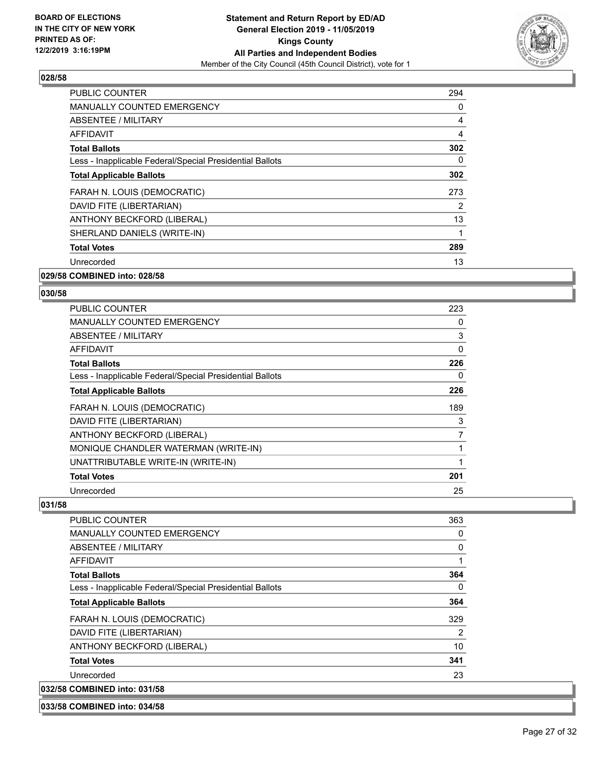## 028/58

| | |
|---|---|
| PUBLIC COUNTER | 294 |
| MANUALLY COUNTED EMERGENCY | 0 |
| ABSENTEE / MILITARY | 4 |
| AFFIDAVIT | 4 |
| **Total Ballots** | **302** |
| Less - Inapplicable Federal/Special Presidential Ballots | 0 |
| **Total Applicable Ballots** | **302** |
| FARAH N. LOUIS (DEMOCRATIC) | 273 |
| DAVID FITE (LIBERTARIAN) | 2 |
| ANTHONY BECKFORD (LIBERAL) | 13 |
| SHERLAND DANIELS (WRITE-IN) | 1 |
| **Total Votes** | **289** |
| Unrecorded | 13 |

## 029/58 COMBINED into: 028/58

## 030/58

| | |
|---|---|
| PUBLIC COUNTER | 223 |
| MANUALLY COUNTED EMERGENCY | 0 |
| ABSENTEE / MILITARY | 3 |
| AFFIDAVIT | 0 |
| **Total Ballots** | **226** |
| Less - Inapplicable Federal/Special Presidential Ballots | 0 |
| **Total Applicable Ballots** | **226** |
| FARAH N. LOUIS (DEMOCRATIC) | 189 |
| DAVID FITE (LIBERTARIAN) | 3 |
| ANTHONY BECKFORD (LIBERAL) | 7 |
| MONIQUE CHANDLER WATERMAN (WRITE-IN) | 1 |
| UNATTRIBUTABLE WRITE-IN (WRITE-IN) | 1 |
| **Total Votes** | **201** |
| Unrecorded | 25 |

## 031/58

| | |
|---|---|
| PUBLIC COUNTER | 363 |
| MANUALLY COUNTED EMERGENCY | 0 |
| ABSENTEE / MILITARY | 0 |
| AFFIDAVIT | 1 |
| **Total Ballots** | **364** |
| Less - Inapplicable Federal/Special Presidential Ballots | 0 |
| **Total Applicable Ballots** | **364** |
| FARAH N. LOUIS (DEMOCRATIC) | 329 |
| DAVID FITE (LIBERTARIAN) | 2 |
| ANTHONY BECKFORD (LIBERAL) | 10 |
| **Total Votes** | **341** |
| Unrecorded | 23 |

## 032/58 COMBINED into: 031/58

## 033/58 COMBINED into: 034/58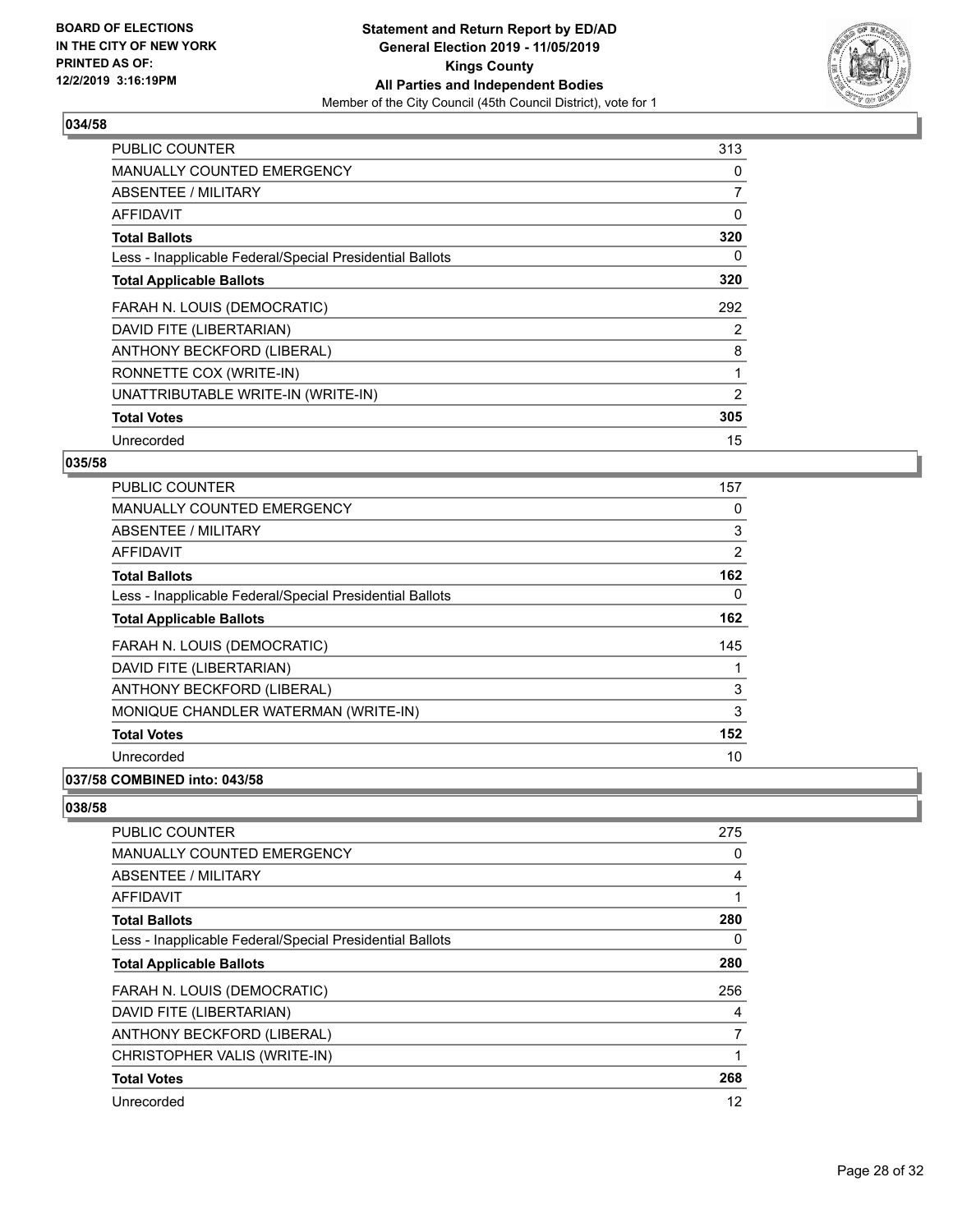**BOARD OF ELECTIONS IN THE CITY OF NEW YORK PRINTED AS OF: 12/2/2019 3:16:19PM**

**Statement and Return Report by ED/AD General Election 2019 - 11/05/2019 Kings County All Parties and Independent Bodies**
Member of the City Council (45th Council District), vote for 1

### 034/58

| | |
|---|---|
| PUBLIC COUNTER | 313 |
| MANUALLY COUNTED EMERGENCY | 0 |
| ABSENTEE / MILITARY | 7 |
| AFFIDAVIT | 0 |
| **Total Ballots** | **320** |
| Less - Inapplicable Federal/Special Presidential Ballots | 0 |
| **Total Applicable Ballots** | **320** |
| FARAH N. LOUIS (DEMOCRATIC) | 292 |
| DAVID FITE (LIBERTARIAN) | 2 |
| ANTHONY BECKFORD (LIBERAL) | 8 |
| RONNETTE COX (WRITE-IN) | 1 |
| UNATTRIBUTABLE WRITE-IN (WRITE-IN) | 2 |
| **Total Votes** | **305** |
| Unrecorded | 15 |

### 035/58

| | |
|---|---|
| PUBLIC COUNTER | 157 |
| MANUALLY COUNTED EMERGENCY | 0 |
| ABSENTEE / MILITARY | 3 |
| AFFIDAVIT | 2 |
| **Total Ballots** | **162** |
| Less - Inapplicable Federal/Special Presidential Ballots | 0 |
| **Total Applicable Ballots** | **162** |
| FARAH N. LOUIS (DEMOCRATIC) | 145 |
| DAVID FITE (LIBERTARIAN) | 1 |
| ANTHONY BECKFORD (LIBERAL) | 3 |
| MONIQUE CHANDLER WATERMAN (WRITE-IN) | 3 |
| **Total Votes** | **152** |
| Unrecorded | 10 |

### 037/58 COMBINED into: 043/58

### 038/58

| | |
|---|---|
| PUBLIC COUNTER | 275 |
| MANUALLY COUNTED EMERGENCY | 0 |
| ABSENTEE / MILITARY | 4 |
| AFFIDAVIT | 1 |
| **Total Ballots** | **280** |
| Less - Inapplicable Federal/Special Presidential Ballots | 0 |
| **Total Applicable Ballots** | **280** |
| FARAH N. LOUIS (DEMOCRATIC) | 256 |
| DAVID FITE (LIBERTARIAN) | 4 |
| ANTHONY BECKFORD (LIBERAL) | 7 |
| CHRISTOPHER VALIS (WRITE-IN) | 1 |
| **Total Votes** | **268** |
| Unrecorded | 12 |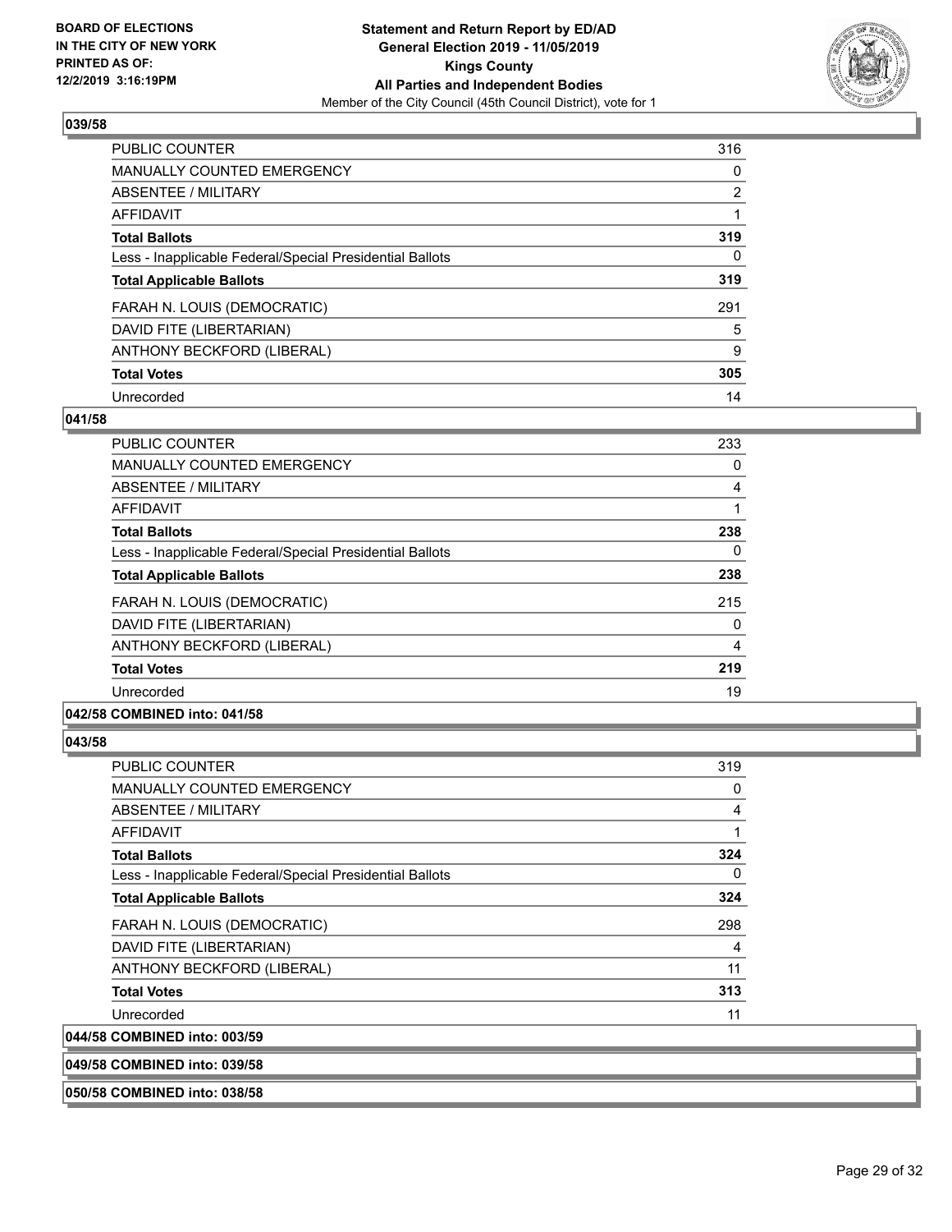### 039/58

| | |
|---|---|
| PUBLIC COUNTER | 316 |
| MANUALLY COUNTED EMERGENCY | 0 |
| ABSENTEE / MILITARY | 2 |
| AFFIDAVIT | 1 |
| **Total Ballots** | **319** |
| Less - Inapplicable Federal/Special Presidential Ballots | 0 |
| **Total Applicable Ballots** | **319** |
| FARAH N. LOUIS (DEMOCRATIC) | 291 |
| DAVID FITE (LIBERTARIAN) | 5 |
| ANTHONY BECKFORD (LIBERAL) | 9 |
| **Total Votes** | **305** |
| Unrecorded | 14 |

### 041/58

| | |
|---|---|
| PUBLIC COUNTER | 233 |
| MANUALLY COUNTED EMERGENCY | 0 |
| ABSENTEE / MILITARY | 4 |
| AFFIDAVIT | 1 |
| **Total Ballots** | **238** |
| Less - Inapplicable Federal/Special Presidential Ballots | 0 |
| **Total Applicable Ballots** | **238** |
| FARAH N. LOUIS (DEMOCRATIC) | 215 |
| DAVID FITE (LIBERTARIAN) | 0 |
| ANTHONY BECKFORD (LIBERAL) | 4 |
| **Total Votes** | **219** |
| Unrecorded | 19 |

### 042/58 COMBINED into: 041/58

### 043/58

| | |
|---|---|
| PUBLIC COUNTER | 319 |
| MANUALLY COUNTED EMERGENCY | 0 |
| ABSENTEE / MILITARY | 4 |
| AFFIDAVIT | 1 |
| **Total Ballots** | **324** |
| Less - Inapplicable Federal/Special Presidential Ballots | 0 |
| **Total Applicable Ballots** | **324** |
| FARAH N. LOUIS (DEMOCRATIC) | 298 |
| DAVID FITE (LIBERTARIAN) | 4 |
| ANTHONY BECKFORD (LIBERAL) | 11 |
| **Total Votes** | **313** |
| Unrecorded | 11 |

### 044/58 COMBINED into: 003/59

### 049/58 COMBINED into: 039/58

### 050/58 COMBINED into: 038/58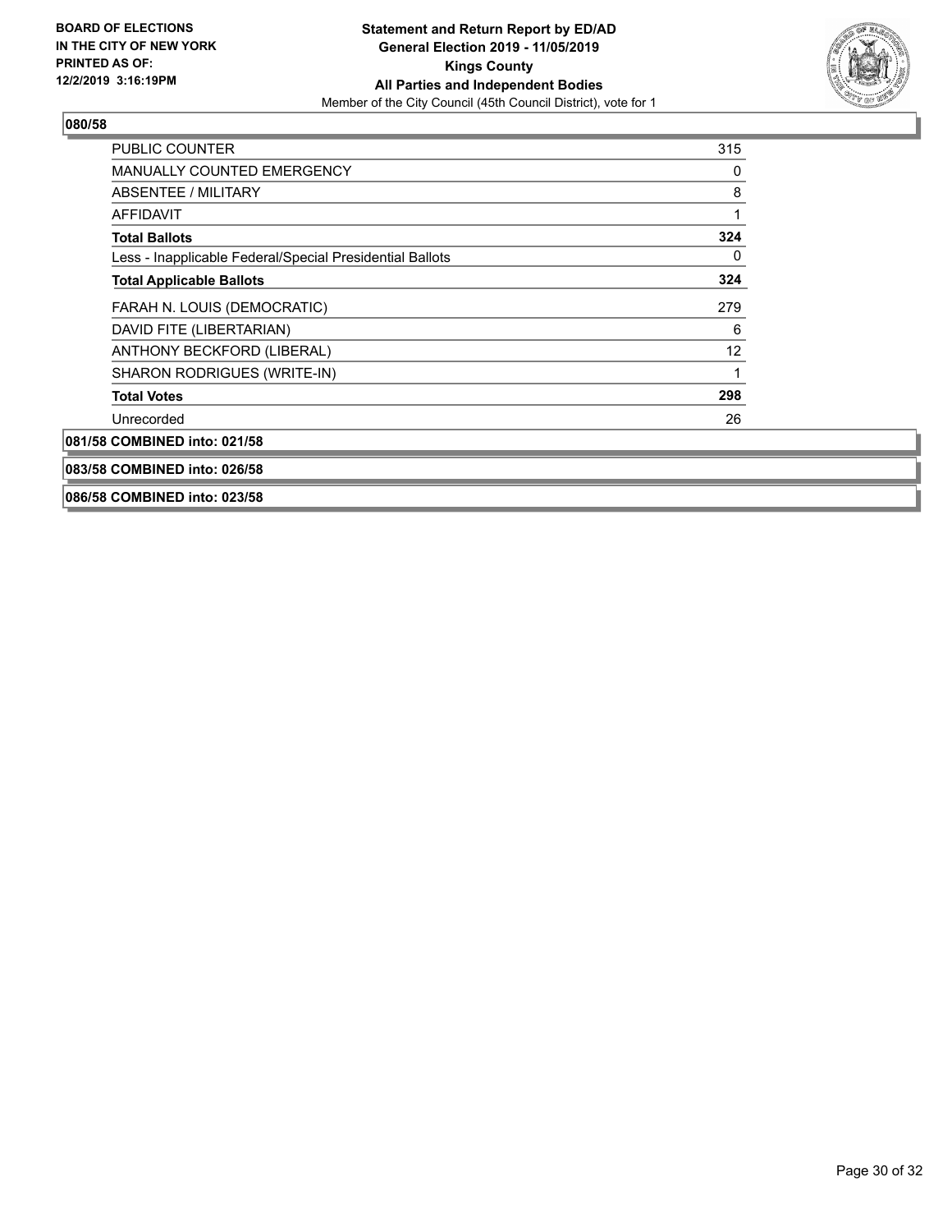**080/58**

| | |
|---|---|
| PUBLIC COUNTER | 315 |
| MANUALLY COUNTED EMERGENCY | 0 |
| ABSENTEE / MILITARY | 8 |
| AFFIDAVIT | 1 |
| **Total Ballots** | **324** |
| Less - Inapplicable Federal/Special Presidential Ballots | 0 |
| **Total Applicable Ballots** | **324** |
| FARAH N. LOUIS (DEMOCRATIC) | 279 |
| DAVID FITE (LIBERTARIAN) | 6 |
| ANTHONY BECKFORD (LIBERAL) | 12 |
| SHARON RODRIGUES (WRITE-IN) | 1 |
| **Total Votes** | **298** |
| Unrecorded | 26 |

**081/58 COMBINED into: 021/58**

**083/58 COMBINED into: 026/58**

**086/58 COMBINED into: 023/58**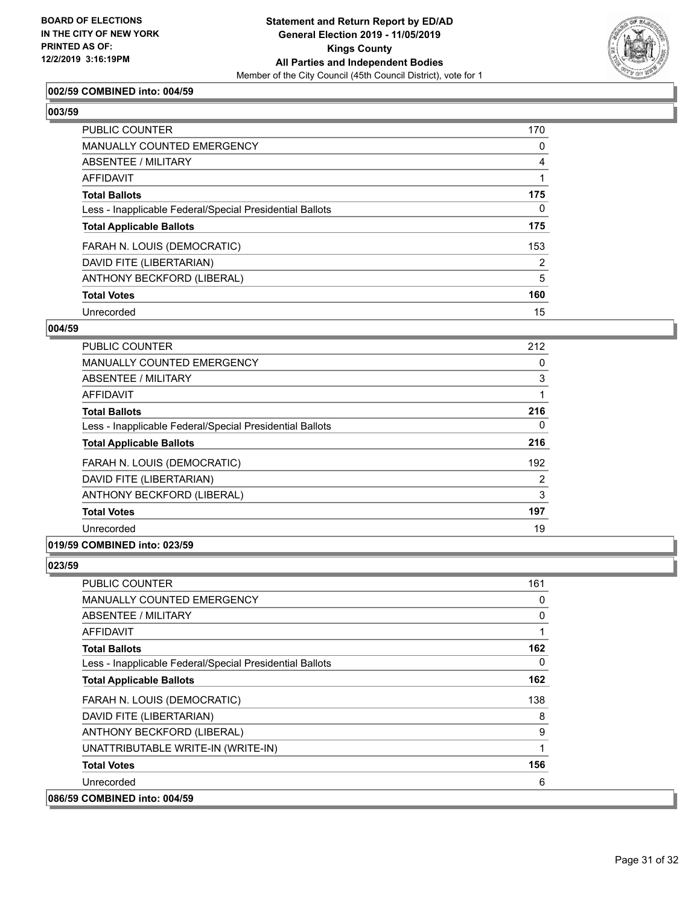**002/59 COMBINED into: 004/59**

**003/59**

| | |
|---|---|
| PUBLIC COUNTER | 170 |
| MANUALLY COUNTED EMERGENCY | 0 |
| ABSENTEE / MILITARY | 4 |
| AFFIDAVIT | 1 |
| **Total Ballots** | **175** |
| Less - Inapplicable Federal/Special Presidential Ballots | 0 |
| **Total Applicable Ballots** | **175** |
| FARAH N. LOUIS (DEMOCRATIC) | 153 |
| DAVID FITE (LIBERTARIAN) | 2 |
| ANTHONY BECKFORD (LIBERAL) | 5 |
| **Total Votes** | **160** |
| Unrecorded | 15 |

**004/59**

| | |
|---|---|
| PUBLIC COUNTER | 212 |
| MANUALLY COUNTED EMERGENCY | 0 |
| ABSENTEE / MILITARY | 3 |
| AFFIDAVIT | 1 |
| **Total Ballots** | **216** |
| Less - Inapplicable Federal/Special Presidential Ballots | 0 |
| **Total Applicable Ballots** | **216** |
| FARAH N. LOUIS (DEMOCRATIC) | 192 |
| DAVID FITE (LIBERTARIAN) | 2 |
| ANTHONY BECKFORD (LIBERAL) | 3 |
| **Total Votes** | **197** |
| Unrecorded | 19 |

**019/59 COMBINED into: 023/59**

**023/59**

| | |
|---|---|
| PUBLIC COUNTER | 161 |
| MANUALLY COUNTED EMERGENCY | 0 |
| ABSENTEE / MILITARY | 0 |
| AFFIDAVIT | 1 |
| **Total Ballots** | **162** |
| Less - Inapplicable Federal/Special Presidential Ballots | 0 |
| **Total Applicable Ballots** | **162** |
| FARAH N. LOUIS (DEMOCRATIC) | 138 |
| DAVID FITE (LIBERTARIAN) | 8 |
| ANTHONY BECKFORD (LIBERAL) | 9 |
| UNATTRIBUTABLE WRITE-IN (WRITE-IN) | 1 |
| **Total Votes** | **156** |
| Unrecorded | 6 |

**086/59 COMBINED into: 004/59**